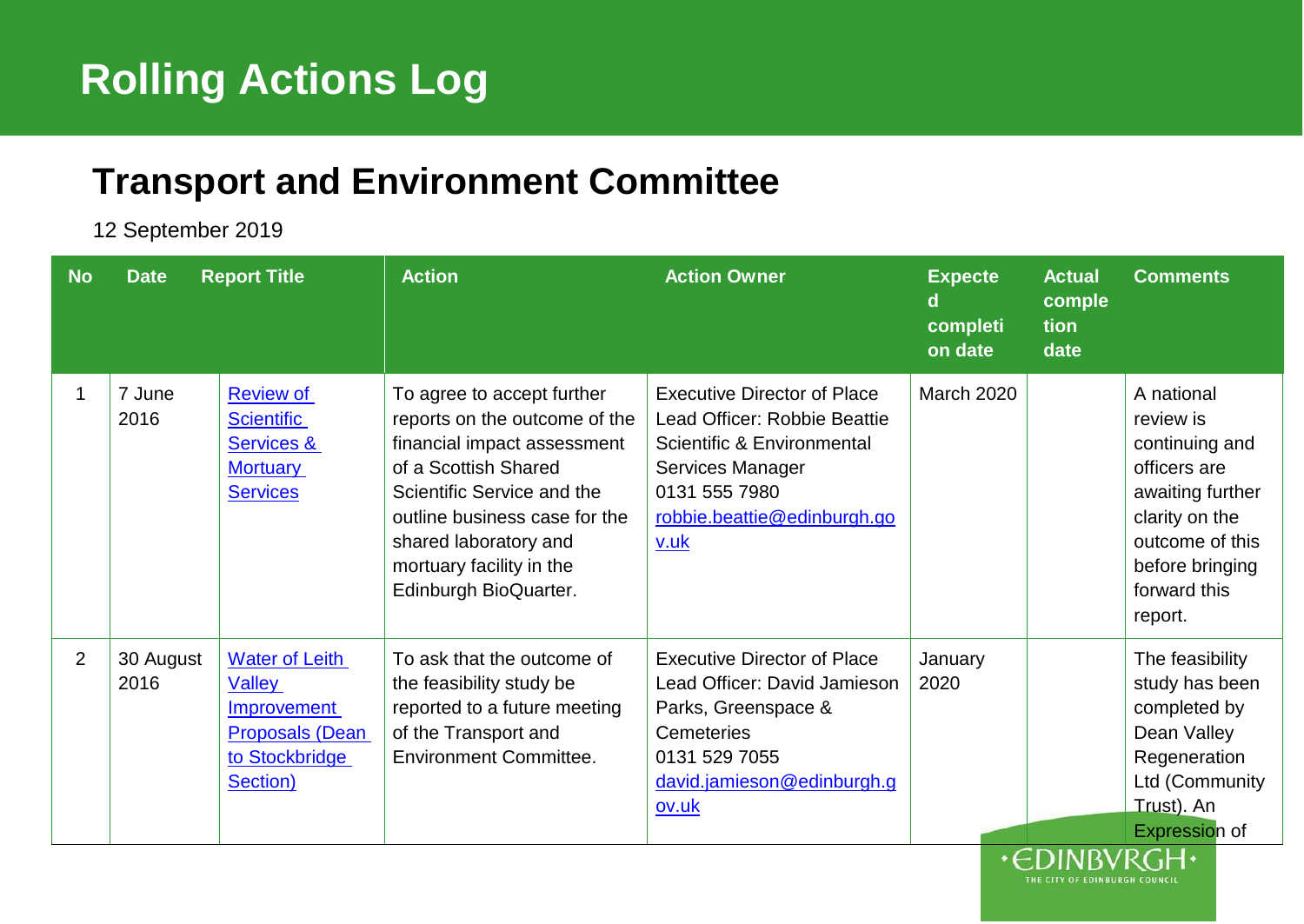# Rolling Actions Log

## Transport and Environment Committee

12 September 2019

| No | Date | Report Title | Action | Action Owner | Expected completion date | Actual completion date | Comments |
|---|---|---|---|---|---|---|---|
| 1 | 7 June 2016 | Review of Scientific Services & Mortuary Services | To agree to accept further reports on the outcome of the financial impact assessment of a Scottish Shared Scientific Service and the outline business case for the shared laboratory and mortuary facility in the Edinburgh BioQuarter. | Executive Director of Place<br>Lead Officer: Robbie Beattie Scientific & Environmental Services Manager<br>0131 555 7980<br>robbie.beattie@edinburgh.gov.uk | March 2020 | | A national review is continuing and officers are awaiting further clarity on the outcome of this before bringing forward this report. |
| 2 | 30 August 2016 | Water of Leith Valley Improvement Proposals (Dean to Stockbridge Section) | To ask that the outcome of the feasibility study be reported to a future meeting of the Transport and Environment Committee. | Executive Director of Place<br>Lead Officer: David Jamieson Parks, Greenspace & Cemeteries<br>0131 529 7055<br>david.jamieson@edinburgh.gov.uk | January 2020 | | The feasibility study has been completed by Dean Valley Regeneration Ltd (Community Trust). An Expression of |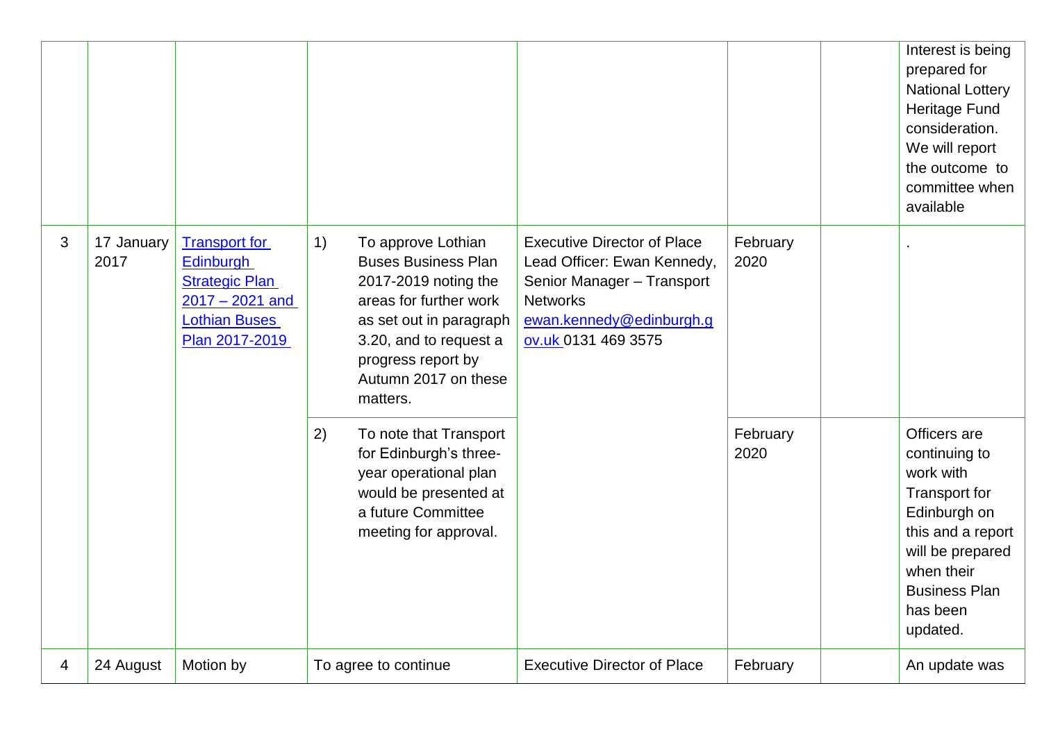| | | | | | | | |
|---|---|---|---|---|---|---|---|
| | | | | | | | Interest is being prepared for National Lottery Heritage Fund consideration. We will report the outcome to committee when available |
| 3 | 17 January 2017 | [Transport for Edinburgh Strategic Plan 2017 – 2021 and Lothian Buses Plan 2017-2019]() | 1) To approve Lothian Buses Business Plan 2017-2019 noting the areas for further work as set out in paragraph 3.20, and to request a progress report by Autumn 2017 on these matters. | Executive Director of Place<br>Lead Officer: Ewan Kennedy, Senior Manager – Transport Networks<br>[ewan.kennedy@edinburgh.gov.uk]() 0131 469 3575 | February 2020 | | . |
| | | | 2) To note that Transport for Edinburgh's three-year operational plan would be presented at a future Committee meeting for approval. | | February 2020 | | Officers are continuing to work with Transport for Edinburgh on this and a report will be prepared when their Business Plan has been updated. |
| 4 | 24 August | Motion by | To agree to continue | Executive Director of Place | February | | An update was |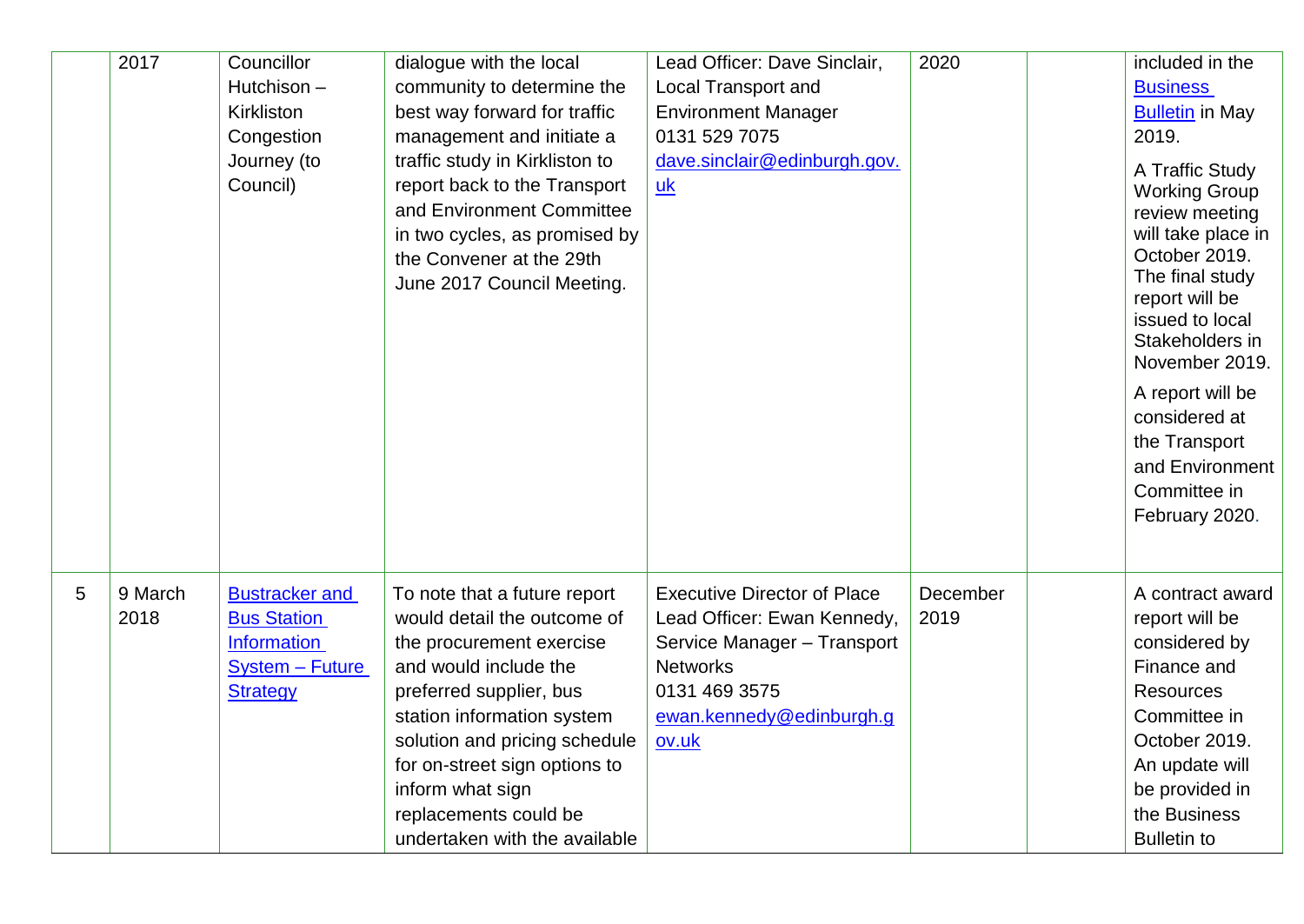|  |  |  |  |  |  |  |  |
|---|---|---|---|---|---|---|---|
|  | 2017 | Councillor Hutchison – Kirkliston Congestion Journey (to Council) | dialogue with the local community to determine the best way forward for traffic management and initiate a traffic study in Kirkliston to report back to the Transport and Environment Committee in two cycles, as promised by the Convener at the 29th June 2017 Council Meeting. | Lead Officer: Dave Sinclair, Local Transport and Environment Manager 0131 529 7075 dave.sinclair@edinburgh.gov.uk | 2020 |  | included in the Business Bulletin in May 2019. A Traffic Study Working Group review meeting will take place in October 2019. The final study report will be issued to local Stakeholders in November 2019. A report will be considered at the Transport and Environment Committee in February 2020. |
| 5 | 9 March 2018 | Bustracker and Bus Station Information System – Future Strategy | To note that a future report would detail the outcome of the procurement exercise and would include the preferred supplier, bus station information system solution and pricing schedule for on-street sign options to inform what sign replacements could be undertaken with the available | Executive Director of Place Lead Officer: Ewan Kennedy, Service Manager – Transport Networks 0131 469 3575 ewan.kennedy@edinburgh.gov.uk | December 2019 |  | A contract award report will be considered by Finance and Resources Committee in October 2019. An update will be provided in the Business Bulletin to |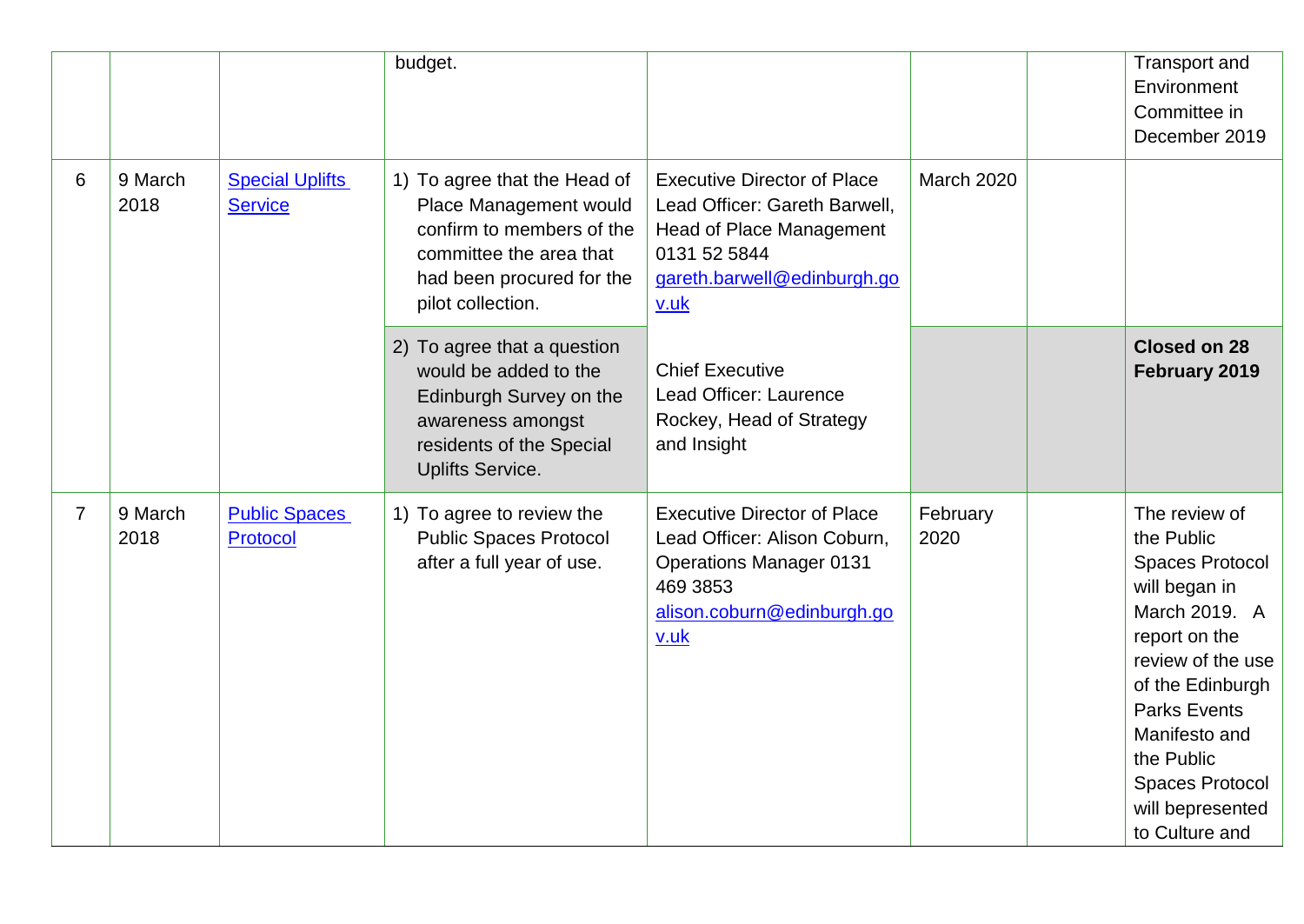| | | | budget. | | | | Transport and Environment Committee in December 2019 |
|---|---|---|---|---|---|---|---|
| 6 | 9 March 2018 | [Special Uplifts Service]() | 1) To agree that the Head of Place Management would confirm to members of the committee the area that had been procured for the pilot collection. | Executive Director of Place Lead Officer: Gareth Barwell, Head of Place Management 0131 52 5844 [gareth.barwell@edinburgh.gov.uk](mailto:gareth.barwell@edinburgh.gov.uk) | March 2020 | | |
| | | | 2) To agree that a question would be added to the Edinburgh Survey on the awareness amongst residents of the Special Uplifts Service. | Chief Executive Lead Officer: Laurence Rockey, Head of Strategy and Insight | | | **Closed on 28 February 2019** |
| 7 | 9 March 2018 | [Public Spaces Protocol]() | 1) To agree to review the Public Spaces Protocol after a full year of use. | Executive Director of Place Lead Officer: Alison Coburn, Operations Manager 0131 469 3853 [alison.coburn@edinburgh.gov.uk](mailto:alison.coburn@edinburgh.gov.uk) | February 2020 | | The review of the Public Spaces Protocol will began in March 2019. A report on the review of the use of the Edinburgh Parks Events Manifesto and the Public Spaces Protocol will bepresented to Culture and |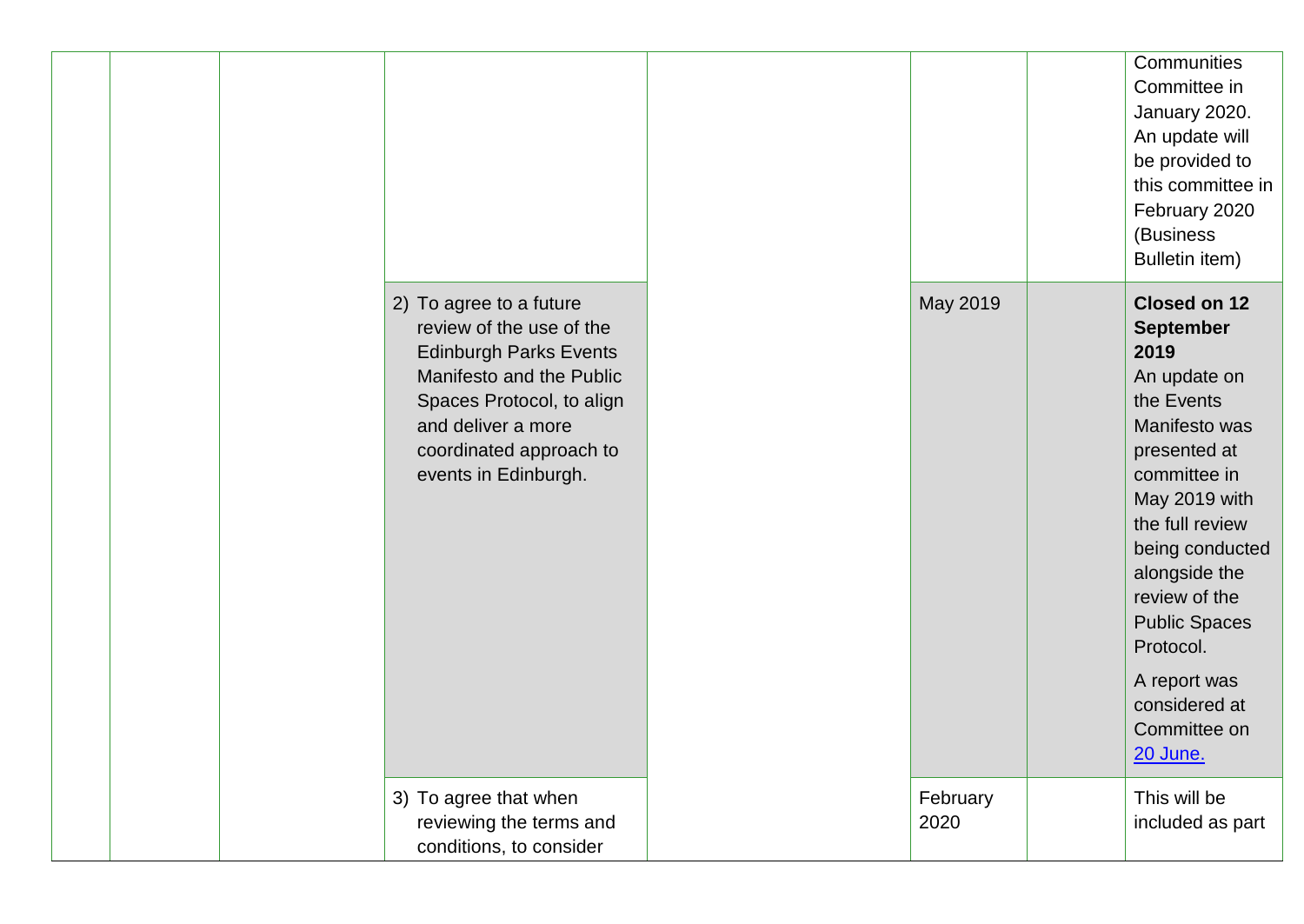| | | | | | | | |
|---|---|---|---|---|---|---|---|
| | | | | | | | Communities Committee in January 2020. An update will be provided to this committee in February 2020 (Business Bulletin item) |
| | | | 2) To agree to a future review of the use of the Edinburgh Parks Events Manifesto and the Public Spaces Protocol, to align and deliver a more coordinated approach to events in Edinburgh. | | May 2019 | | **Closed on 12 September 2019** An update on the Events Manifesto was presented at committee in May 2019 with the full review being conducted alongside the review of the Public Spaces Protocol. A report was considered at Committee on 20 June. |
| | | | 3) To agree that when reviewing the terms and conditions, to consider | | February 2020 | | This will be included as part |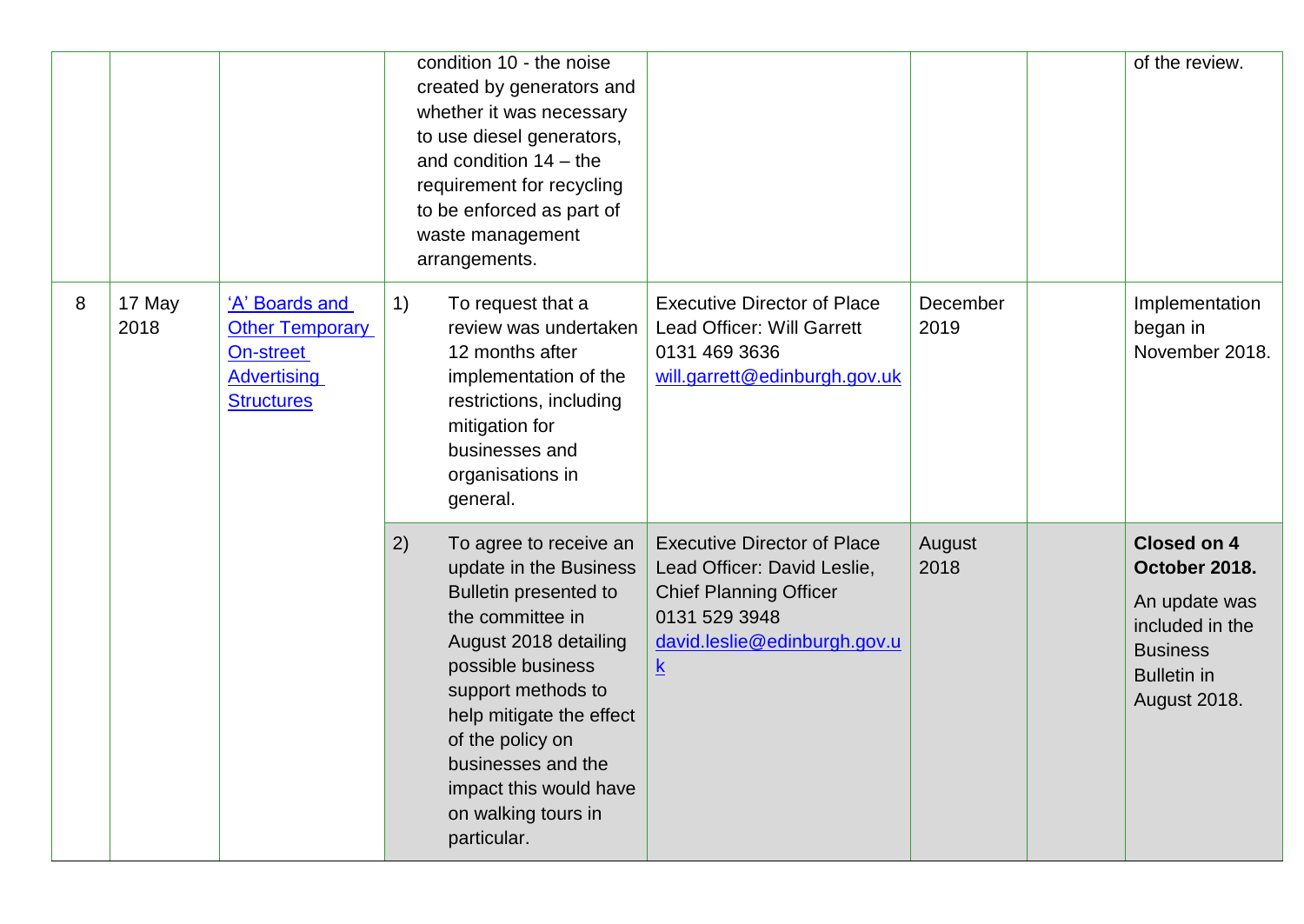| | | | | | | | |
|---|---|---|---|---|---|---|---|
| | | | condition 10 - the noise created by generators and whether it was necessary to use diesel generators, and condition 14 – the requirement for recycling to be enforced as part of waste management arrangements. | | | | of the review. |
| 8 | 17 May 2018 | 'A' Boards and Other Temporary On-street Advertising Structures | 1) To request that a review was undertaken 12 months after implementation of the restrictions, including mitigation for businesses and organisations in general. | Executive Director of Place Lead Officer: Will Garrett 0131 469 3636 will.garrett@edinburgh.gov.uk | December 2019 | | Implementation began in November 2018. |
| | | | 2) To agree to receive an update in the Business Bulletin presented to the committee in August 2018 detailing possible business support methods to help mitigate the effect of the policy on businesses and the impact this would have on walking tours in particular. | Executive Director of Place Lead Officer: David Leslie, Chief Planning Officer 0131 529 3948 david.leslie@edinburgh.gov.uk | August 2018 | | **Closed on 4 October 2018.** An update was included in the Business Bulletin in August 2018. |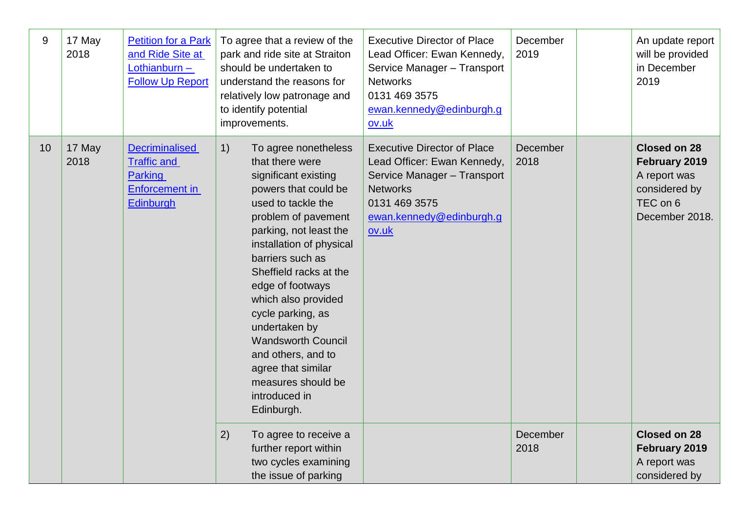| | | | | | | | |
|---|---|---|---|---|---|---|---|
| 9 | 17 May 2018 | Petition for a Park and Ride Site at Lothianburn – Follow Up Report | To agree that a review of the park and ride site at Straiton should be undertaken to understand the reasons for relatively low patronage and to identify potential improvements. | Executive Director of Place<br>Lead Officer: Ewan Kennedy, Service Manager – Transport Networks<br>0131 469 3575<br>ewan.kennedy@edinburgh.gov.uk | December 2019 | | An update report will be provided in December 2019 |
| 10 | 17 May 2018 | Decriminalised Traffic and Parking Enforcement in Edinburgh | 1) To agree nonetheless that there were significant existing powers that could be used to tackle the problem of pavement parking, not least the installation of physical barriers such as Sheffield racks at the edge of footways which also provided cycle parking, as undertaken by Wandsworth Council and others, and to agree that similar measures should be introduced in Edinburgh. | Executive Director of Place<br>Lead Officer: Ewan Kennedy, Service Manager – Transport Networks<br>0131 469 3575<br>ewan.kennedy@edinburgh.gov.uk | December 2018 | | **Closed on 28 February 2019**<br>A report was considered by TEC on 6 December 2018. |
| | | | 2) To agree to receive a further report within two cycles examining the issue of parking | | December 2018 | | **Closed on 28 February 2019**<br>A report was considered by |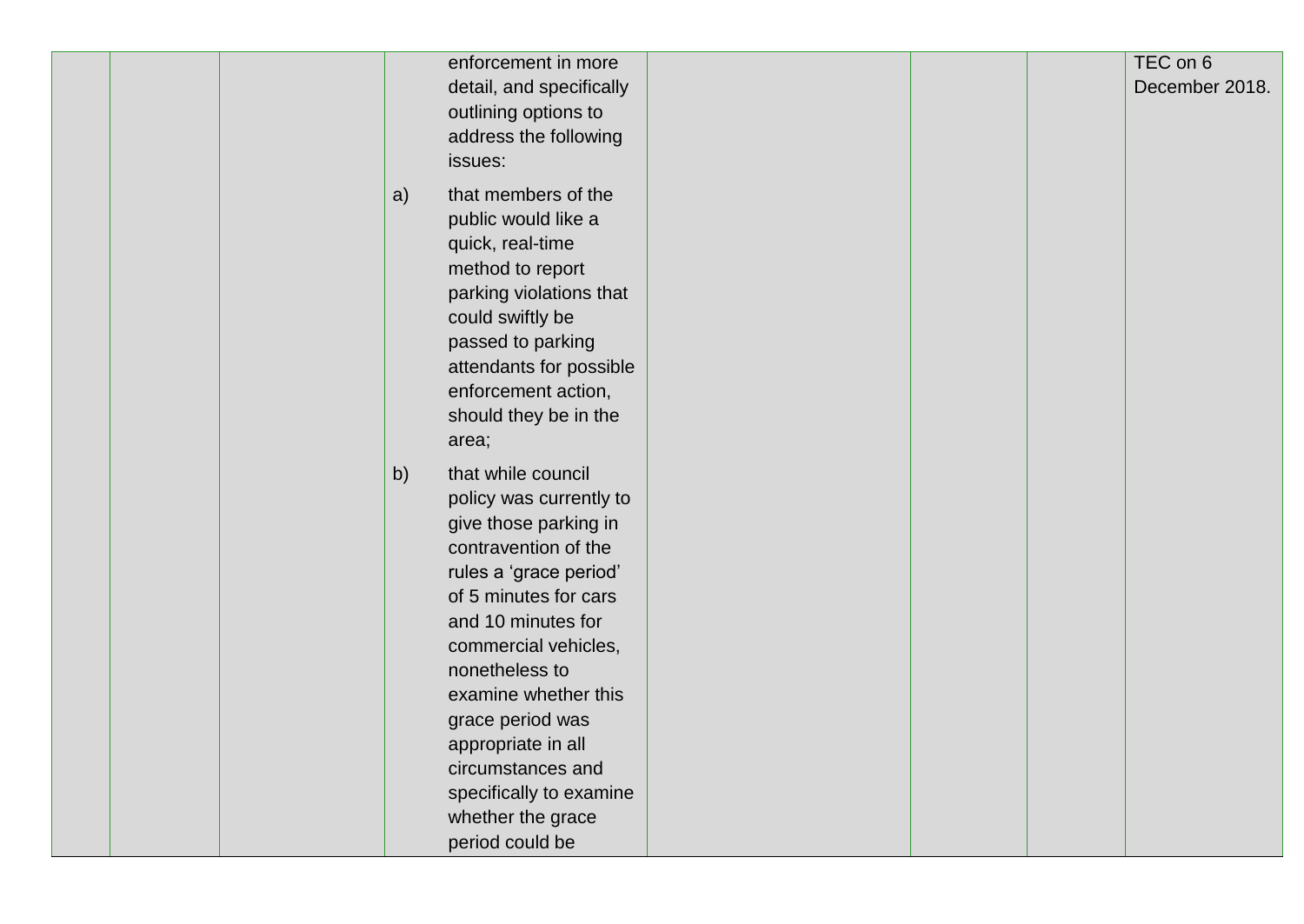|  |  |  |  |  |  |  |  |
|---|---|---|---|---|---|---|---|
|  |  |  | enforcement in more detail, and specifically outlining options to address the following issues:<br><br>a) that members of the public would like a quick, real-time method to report parking violations that could swiftly be passed to parking attendants for possible enforcement action, should they be in the area;<br><br>b) that while council policy was currently to give those parking in contravention of the rules a 'grace period' of 5 minutes for cars and 10 minutes for commercial vehicles, nonetheless to examine whether this grace period was appropriate in all circumstances and specifically to examine whether the grace period could be |  |  |  | TEC on 6 December 2018. |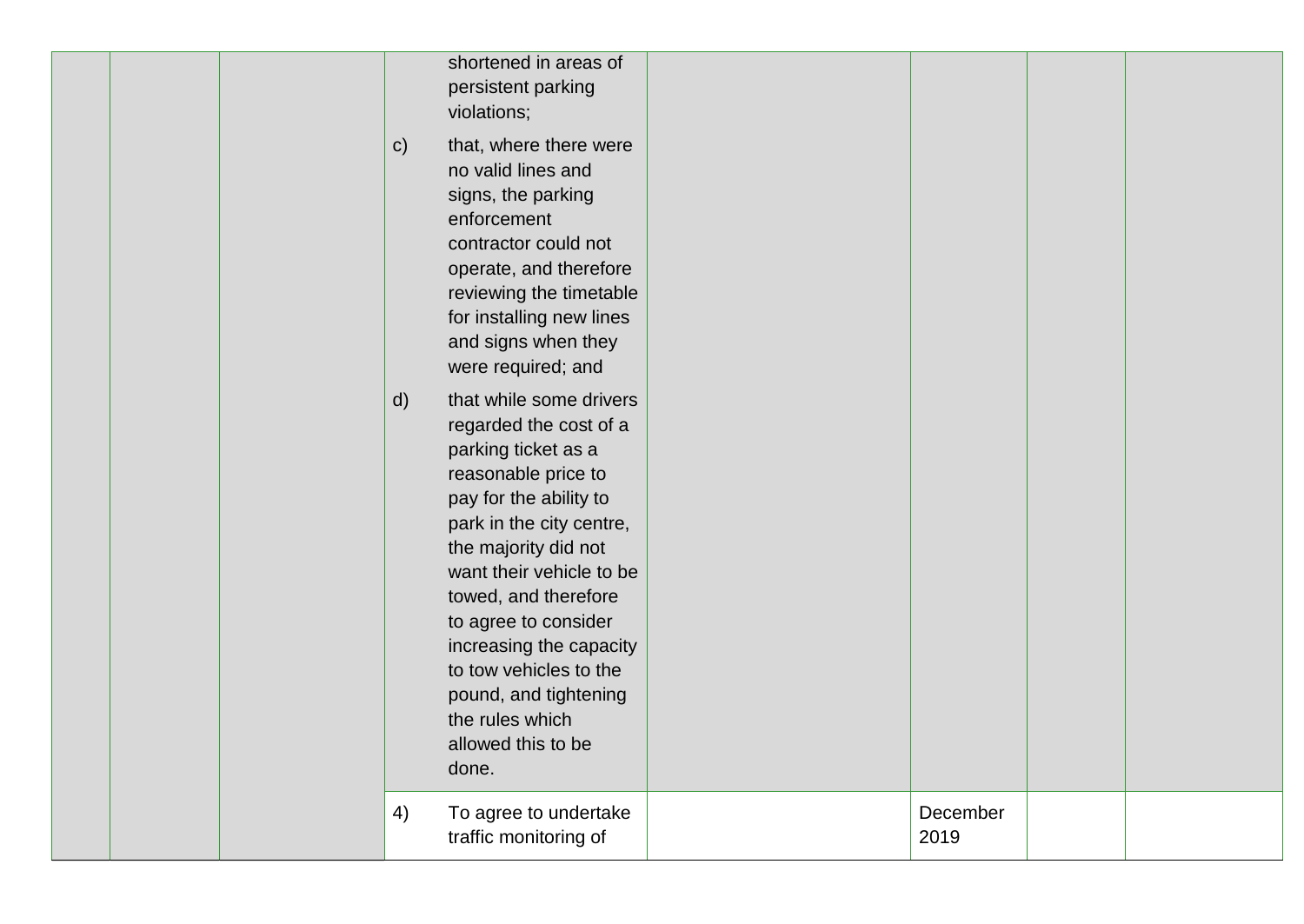| | | | | | | | |
|---|---|---|---|---|---|---|---|
| | | | shortened in areas of persistent parking violations;<br><br>c) that, where there were no valid lines and signs, the parking enforcement contractor could not operate, and therefore reviewing the timetable for installing new lines and signs when they were required; and<br><br>d) that while some drivers regarded the cost of a parking ticket as a reasonable price to pay for the ability to park in the city centre, the majority did not want their vehicle to be towed, and therefore to agree to consider increasing the capacity to tow vehicles to the pound, and tightening the rules which allowed this to be done. | | | | |
| | | | 4) To agree to undertake traffic monitoring of | | December 2019 | | |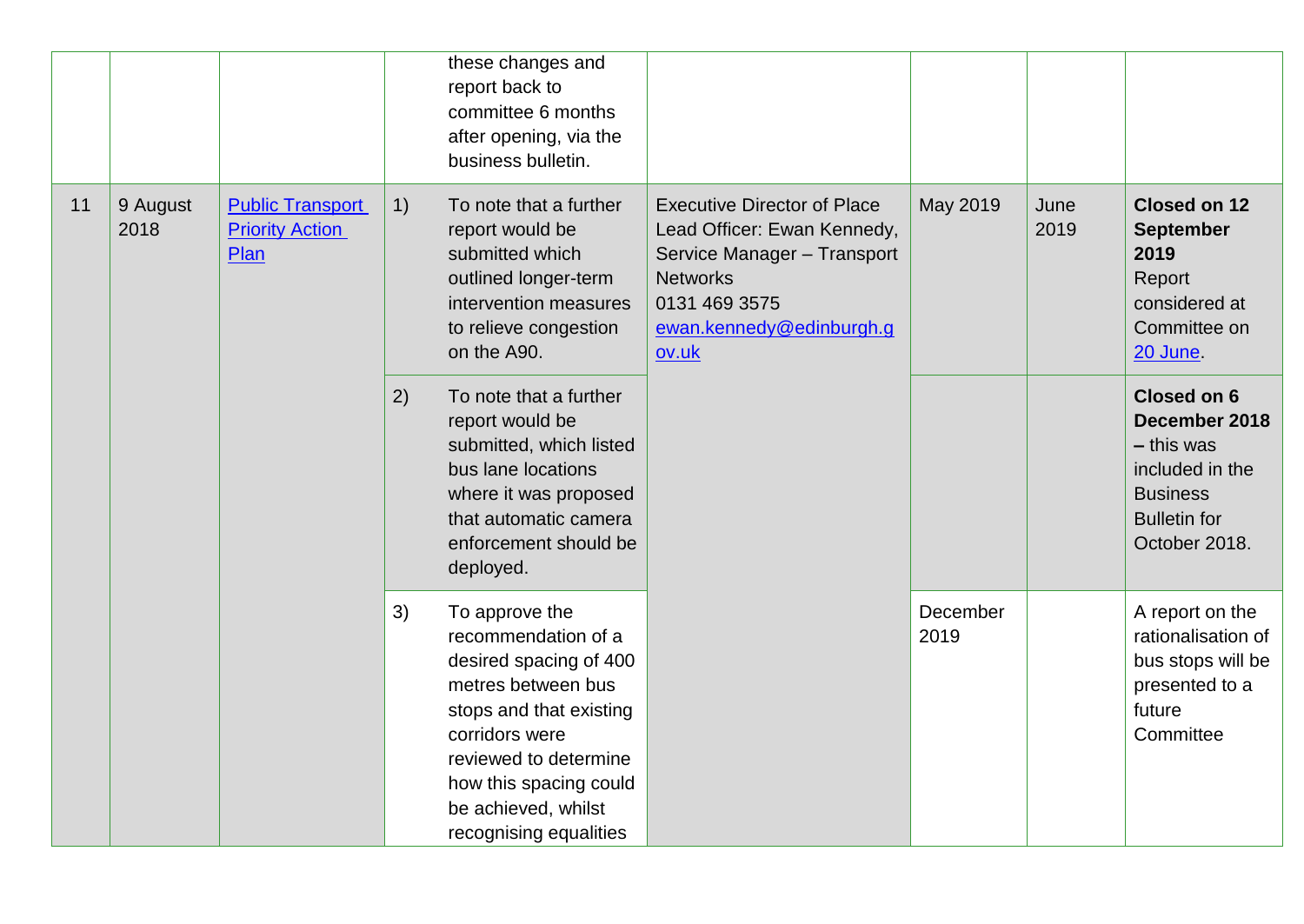| | | | | | | | |
|---|---|---|---|---|---|---|---|
| | | | | these changes and report back to committee 6 months after opening, via the business bulletin. | | | | |
| 11 | 9 August 2018 | [Public Transport Priority Action Plan]() | 1) To note that a further report would be submitted which outlined longer-term intervention measures to relieve congestion on the A90. | Executive Director of Place Lead Officer: Ewan Kennedy, Service Manager – Transport Networks 0131 469 3575 [ewan.kennedy@edinburgh.gov.uk](mailto:ewan.kennedy@edinburgh.gov.uk) | May 2019 | June 2019 | **Closed on 12 September 2019** Report considered at Committee on [20 June](). |
| | | | 2) To note that a further report would be submitted, which listed bus lane locations where it was proposed that automatic camera enforcement should be deployed. | | | | **Closed on 6 December 2018 –** this was included in the Business Bulletin for October 2018. |
| | | | 3) To approve the recommendation of a desired spacing of 400 metres between bus stops and that existing corridors were reviewed to determine how this spacing could be achieved, whilst recognising equalities | | December 2019 | | A report on the rationalisation of bus stops will be presented to a future Committee |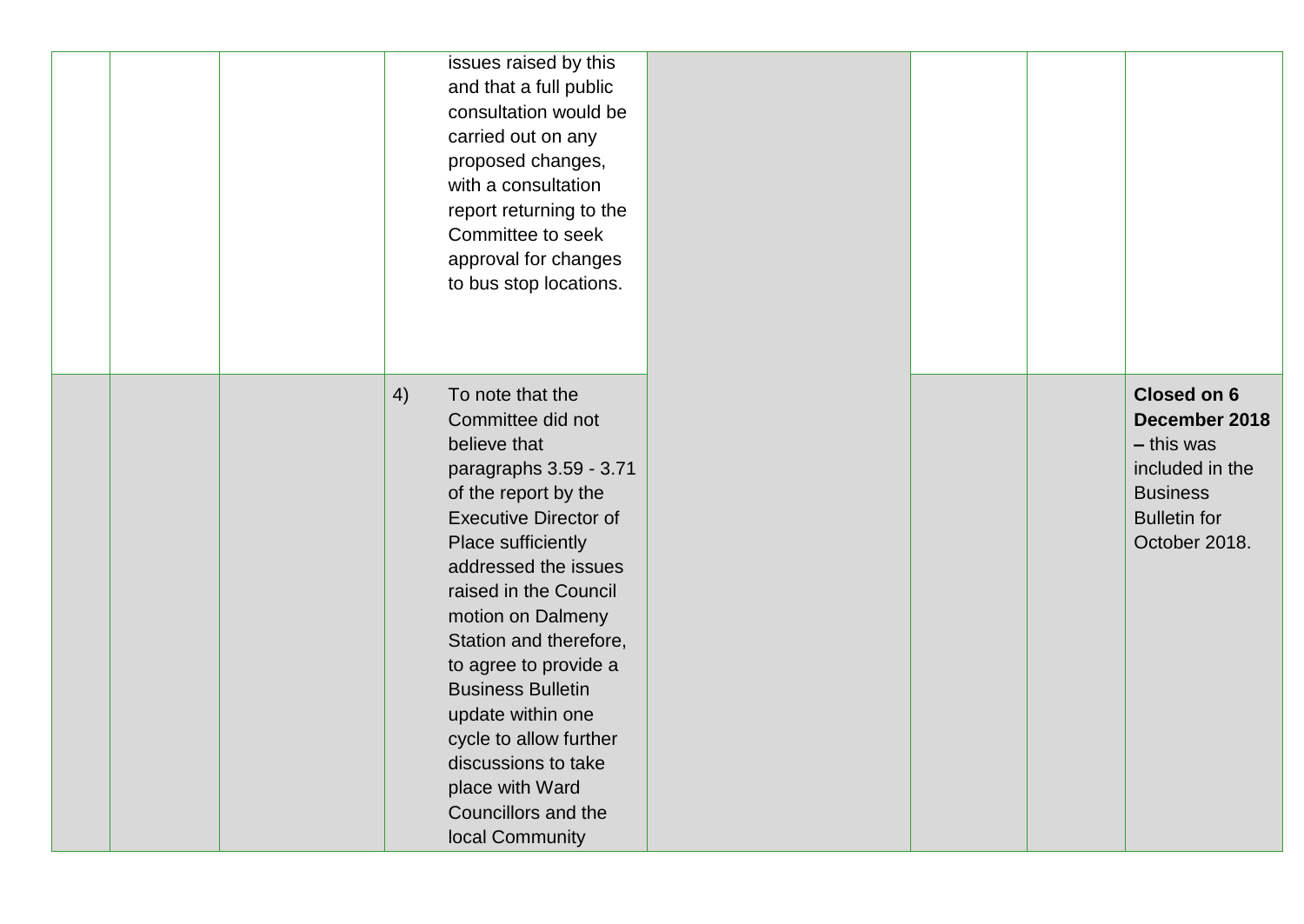| | | | | | | | |
|---|---|---|---|---|---|---|---|
| | | | issues raised by this and that a full public consultation would be carried out on any proposed changes, with a consultation report returning to the Committee to seek approval for changes to bus stop locations. | | | | |
| | | | 4) To note that the Committee did not believe that paragraphs 3.59 - 3.71 of the report by the Executive Director of Place sufficiently addressed the issues raised in the Council motion on Dalmeny Station and therefore, to agree to provide a Business Bulletin update within one cycle to allow further discussions to take place with Ward Councillors and the local Community | | | | **Closed on 6 December 2018 –** this was included in the Business Bulletin for October 2018. |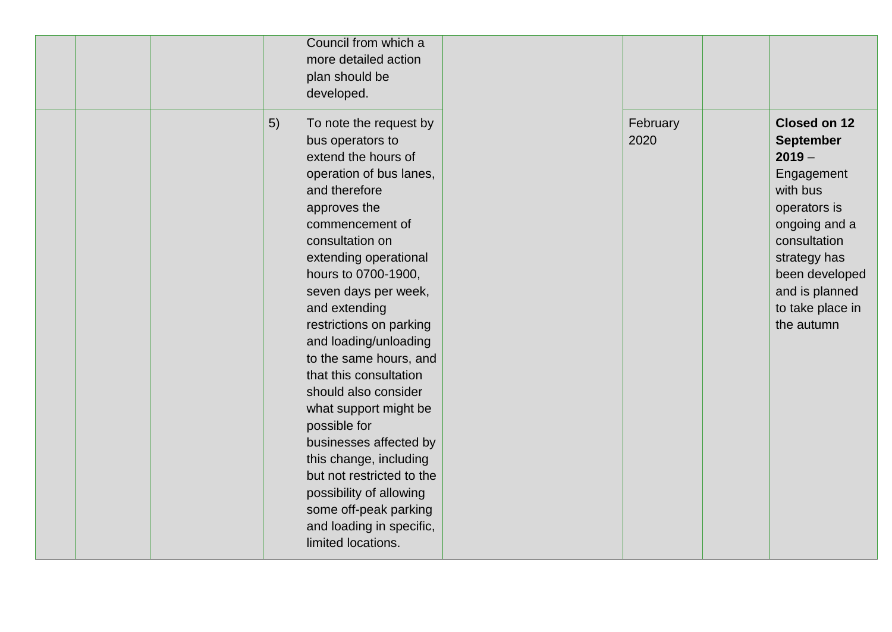| | | | | | | | |
|---|---|---|---|---|---|---|---|
| | | | Council from which a more detailed action plan should be developed. | | | | |
| | | | 5) To note the request by bus operators to extend the hours of operation of bus lanes, and therefore approves the commencement of consultation on extending operational hours to 0700-1900, seven days per week, and extending restrictions on parking and loading/unloading to the same hours, and that this consultation should also consider what support might be possible for businesses affected by this change, including but not restricted to the possibility of allowing some off-peak parking and loading in specific, limited locations. | | February 2020 | | **Closed on 12 September 2019** – Engagement with bus operators is ongoing and a consultation strategy has been developed and is planned to take place in the autumn |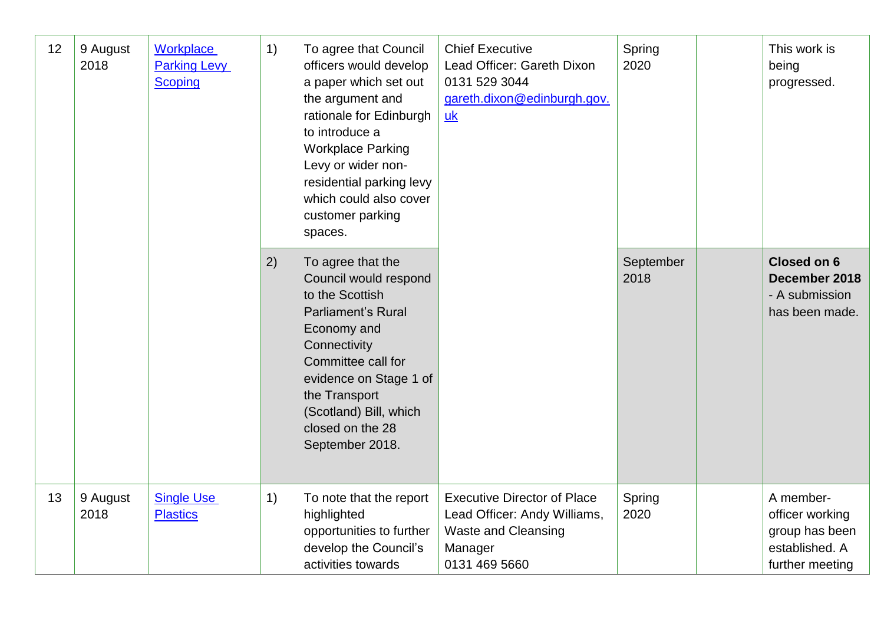| 12 | 9 August 2018 | [Workplace Parking Levy Scoping]() | 1) | To agree that Council officers would develop a paper which set out the argument and rationale for Edinburgh to introduce a Workplace Parking Levy or wider non-residential parking levy which could also cover customer parking spaces. | Chief Executive<br>Lead Officer: Gareth Dixon<br>0131 529 3044<br>[gareth.dixon@edinburgh.gov.uk]() | Spring 2020 | | This work is being progressed. |
|---|---|---|---|---|---|---|---|---|
| | | | 2) | To agree that the Council would respond to the Scottish Parliament's Rural Economy and Connectivity Committee call for evidence on Stage 1 of the Transport (Scotland) Bill, which closed on the 28 September 2018. | | September 2018 | | **Closed on 6 December 2018** - A submission has been made. |
| 13 | 9 August 2018 | [Single Use Plastics]() | 1) | To note that the report highlighted opportunities to further develop the Council's activities towards | Executive Director of Place<br>Lead Officer: Andy Williams, Waste and Cleansing Manager<br>0131 469 5660 | Spring 2020 | | A member-officer working group has been established. A further meeting |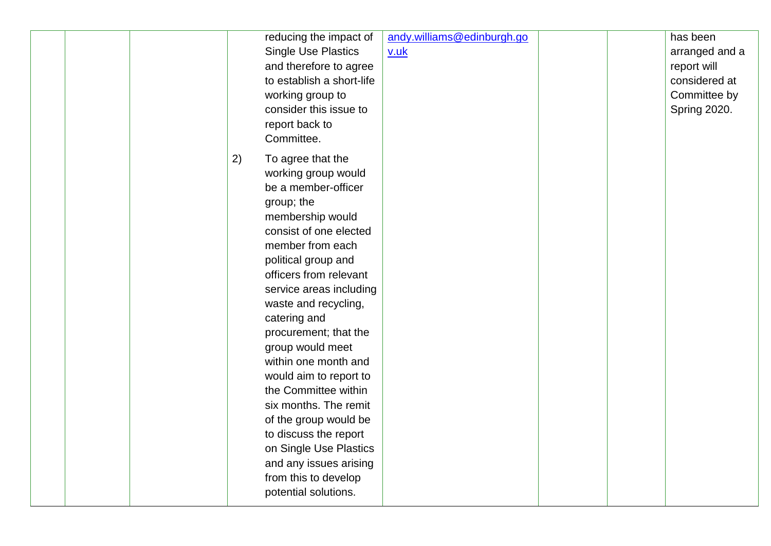|  |  |  |  |  |  |  |  |
|---|---|---|---|---|---|---|---|
|  |  |  | reducing the impact of Single Use Plastics and therefore to agree to establish a short-life working group to consider this issue to report back to Committee.<br><br>2) To agree that the working group would be a member-officer group; the membership would consist of one elected member from each political group and officers from relevant service areas including waste and recycling, catering and procurement; that the group would meet within one month and would aim to report to the Committee within six months. The remit of the group would be to discuss the report on Single Use Plastics and any issues arising from this to develop potential solutions. | andy.williams@edinburgh.gov.uk |  |  | has been arranged and a report will considered at Committee by Spring 2020. |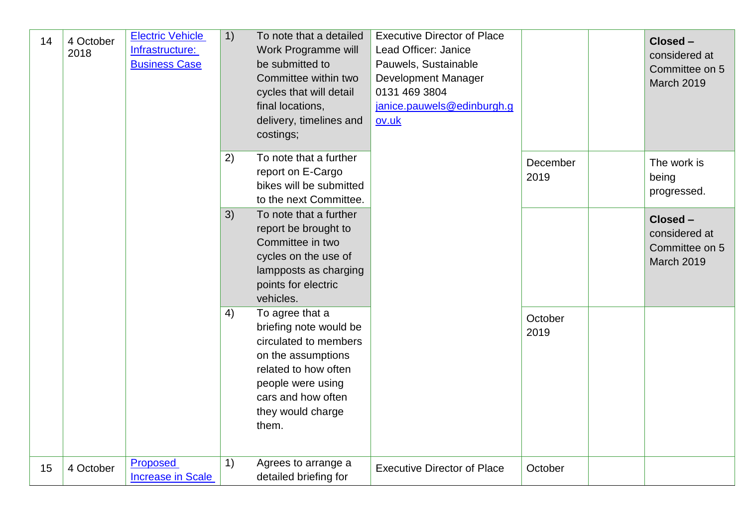| 14 | 4 October 2018 | [Electric Vehicle Infrastructure: Business Case]() | 1) To note that a detailed Work Programme will be submitted to Committee within two cycles that will detail final locations, delivery, timelines and costings; | Executive Director of Place<br>Lead Officer: Janice Pauwels, Sustainable Development Manager<br>0131 469 3804<br>[janice.pauwels@edinburgh.gov.uk](mailto:janice.pauwels@edinburgh.gov.uk) | | | **Closed –** considered at Committee on 5 March 2019 |
|---|---|---|---|---|---|---|---|
| | | | 2) To note that a further report on E-Cargo bikes will be submitted to the next Committee. | | December 2019 | | The work is being progressed. |
| | | | 3) To note that a further report be brought to Committee in two cycles on the use of lampposts as charging points for electric vehicles. | | | | **Closed –** considered at Committee on 5 March 2019 |
| | | | 4) To agree that a briefing note would be circulated to members on the assumptions related to how often people were using cars and how often they would charge them. | | October 2019 | | |
| 15 | 4 October | [Proposed Increase in Scale]() | 1) Agrees to arrange a detailed briefing for | Executive Director of Place | October | | |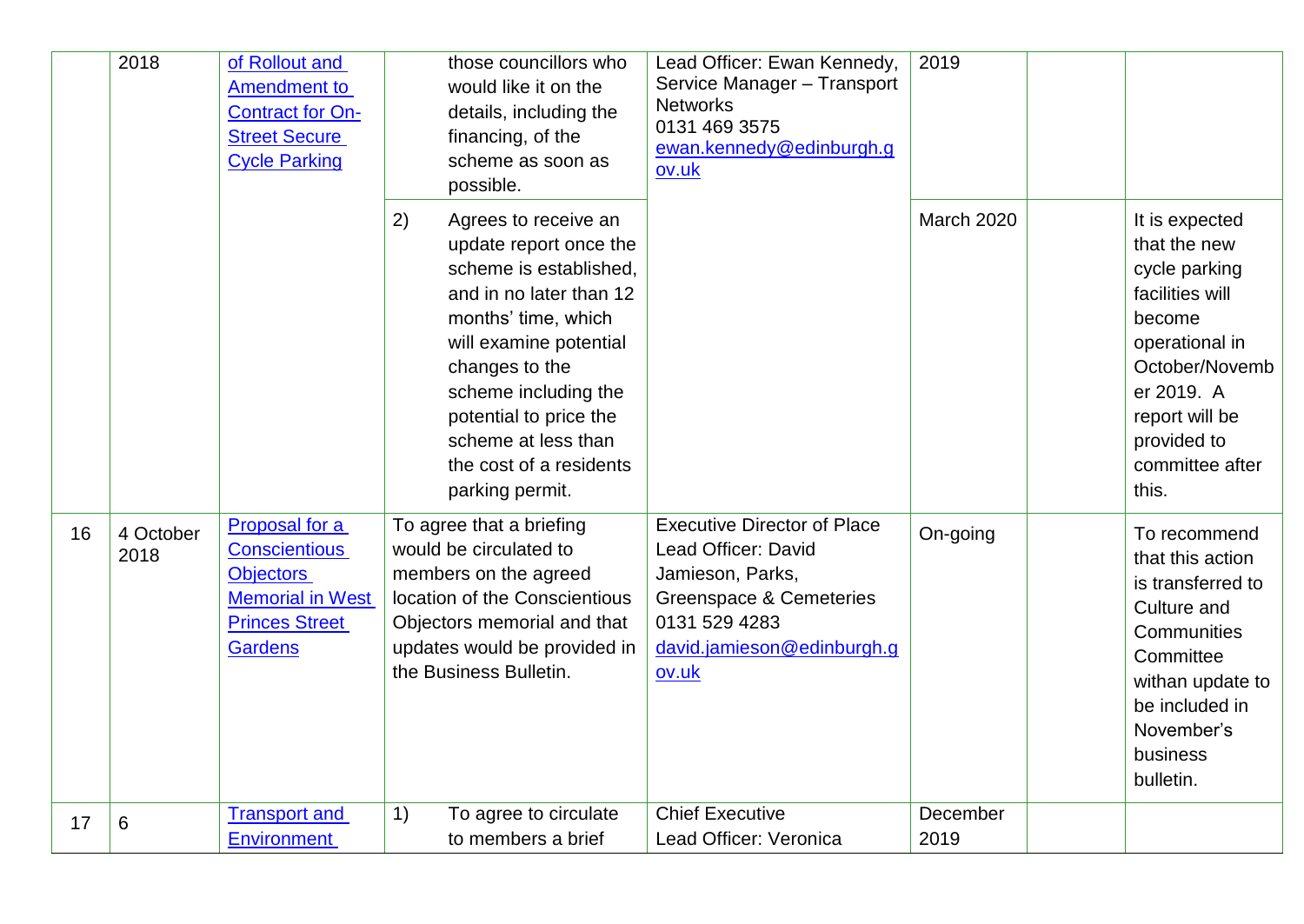| | 2018 | of Rollout and Amendment to Contract for On-Street Secure Cycle Parking | those councillors who would like it on the details, including the financing, of the scheme as soon as possible. | Lead Officer: Ewan Kennedy, Service Manager – Transport Networks 0131 469 3575 ewan.kennedy@edinburgh.gov.uk | 2019 | | |
|---|---|---|---|---|---|---|---|
| | | | 2) Agrees to receive an update report once the scheme is established, and in no later than 12 months' time, which will examine potential changes to the scheme including the potential to price the scheme at less than the cost of a residents parking permit. | | March 2020 | | It is expected that the new cycle parking facilities will become operational in October/November 2019. A report will be provided to committee after this. |
| 16 | 4 October 2018 | Proposal for a Conscientious Objectors Memorial in West Princes Street Gardens | To agree that a briefing would be circulated to members on the agreed location of the Conscientious Objectors memorial and that updates would be provided in the Business Bulletin. | Executive Director of Place Lead Officer: David Jamieson, Parks, Greenspace & Cemeteries 0131 529 4283 david.jamieson@edinburgh.gov.uk | On-going | | To recommend that this action is transferred to Culture and Communities Committee withan update to be included in November's business bulletin. |
| 17 | 6 | Transport and Environment | 1) To agree to circulate to members a brief | Chief Executive Lead Officer: Veronica | December 2019 | | |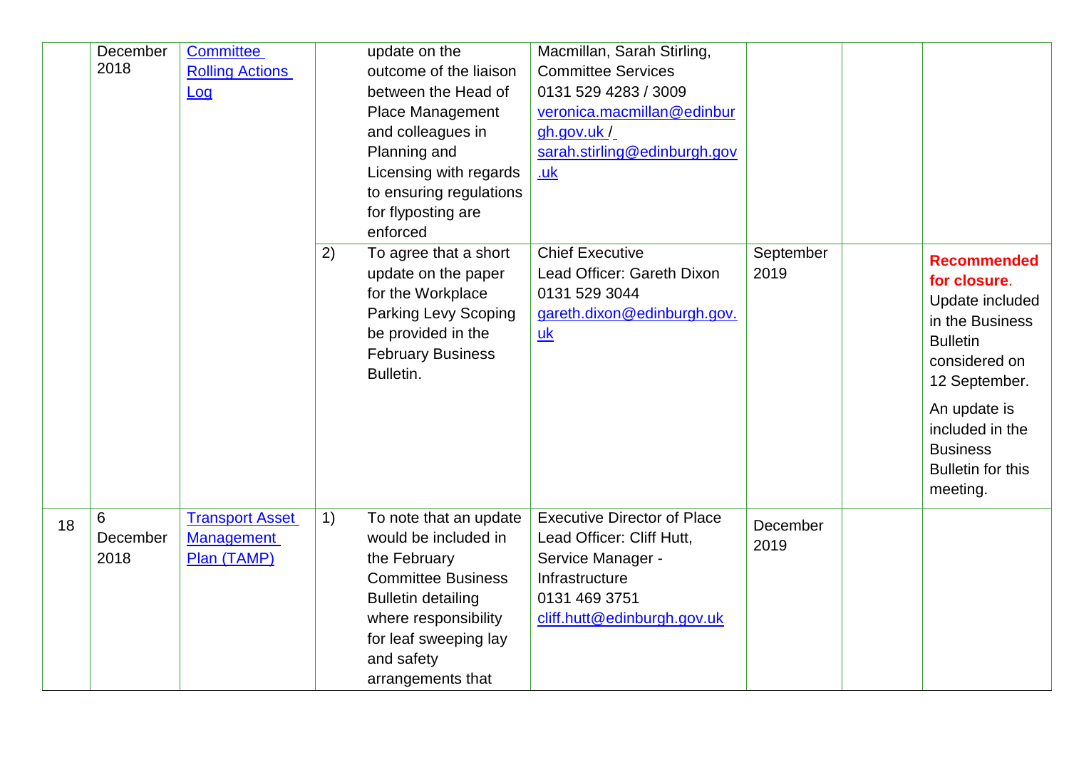| | | | | | | | | |
|---|---|---|---|---|---|---|---|---|
| | December 2018 | [Committee Rolling Actions Log]() | | update on the outcome of the liaison between the Head of Place Management and colleagues in Planning and Licensing with regards to ensuring regulations for flyposting are enforced | Macmillan, Sarah Stirling, Committee Services 0131 529 4283 / 3009 veronica.macmillan@edinburgh.gov.uk / sarah.stirling@edinburgh.gov.uk | | | |
| | | | 2) | To agree that a short update on the paper for the Workplace Parking Levy Scoping be provided in the February Business Bulletin. | Chief Executive Lead Officer: Gareth Dixon 0131 529 3044 gareth.dixon@edinburgh.gov.uk | September 2019 | | **Recommended for closure**. Update included in the Business Bulletin considered on 12 September. An update is included in the Business Bulletin for this meeting. |
| 18 | 6 December 2018 | [Transport Asset Management Plan (TAMP)]() | 1) | To note that an update would be included in the February Committee Business Bulletin detailing where responsibility for leaf sweeping lay and safety arrangements that | Executive Director of Place Lead Officer: Cliff Hutt, Service Manager - Infrastructure 0131 469 3751 cliff.hutt@edinburgh.gov.uk | December 2019 | | |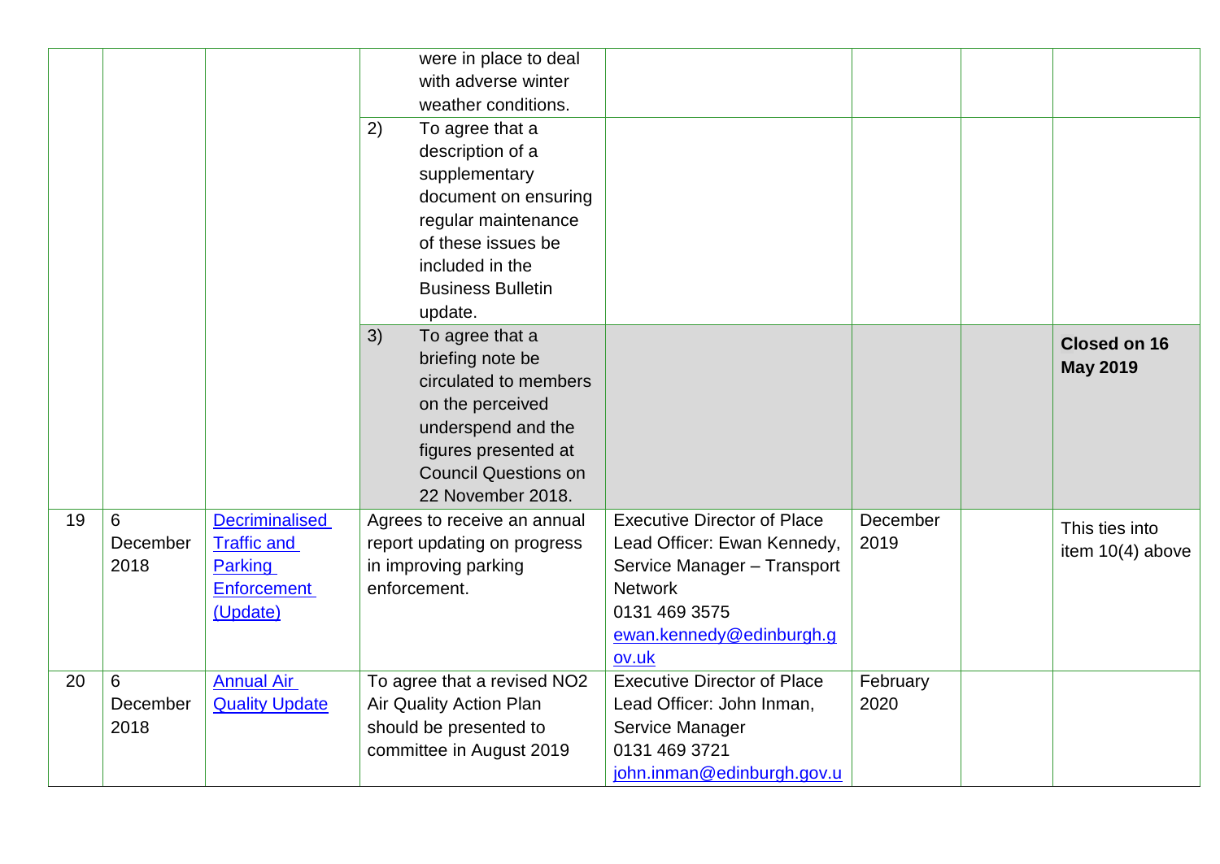| | | | | | | | |
|---|---|---|---|---|---|---|---|
| | | | were in place to deal with adverse winter weather conditions. | | | | |
| | | | 2) To agree that a description of a supplementary document on ensuring regular maintenance of these issues be included in the Business Bulletin update. | | | | |
| | | | 3) To agree that a briefing note be circulated to members on the perceived underspend and the figures presented at Council Questions on 22 November 2018. | | | | **Closed on 16 May 2019** |
| 19 | 6 December 2018 | [Decriminalised Traffic and Parking Enforcement (Update)]() | Agrees to receive an annual report updating on progress in improving parking enforcement. | Executive Director of Place<br>Lead Officer: Ewan Kennedy, Service Manager – Transport Network<br>0131 469 3575<br>[ewan.kennedy@edinburgh.gov.uk](mailto:ewan.kennedy@edinburgh.gov.uk) | December 2019 | | This ties into item 10(4) above |
| 20 | 6 December 2018 | [Annual Air Quality Update]() | To agree that a revised NO2 Air Quality Action Plan should be presented to committee in August 2019 | Executive Director of Place<br>Lead Officer: John Inman, Service Manager<br>0131 469 3721<br>[john.inman@edinburgh.gov.u](mailto:john.inman@edinburgh.gov.uk) | February 2020 | | |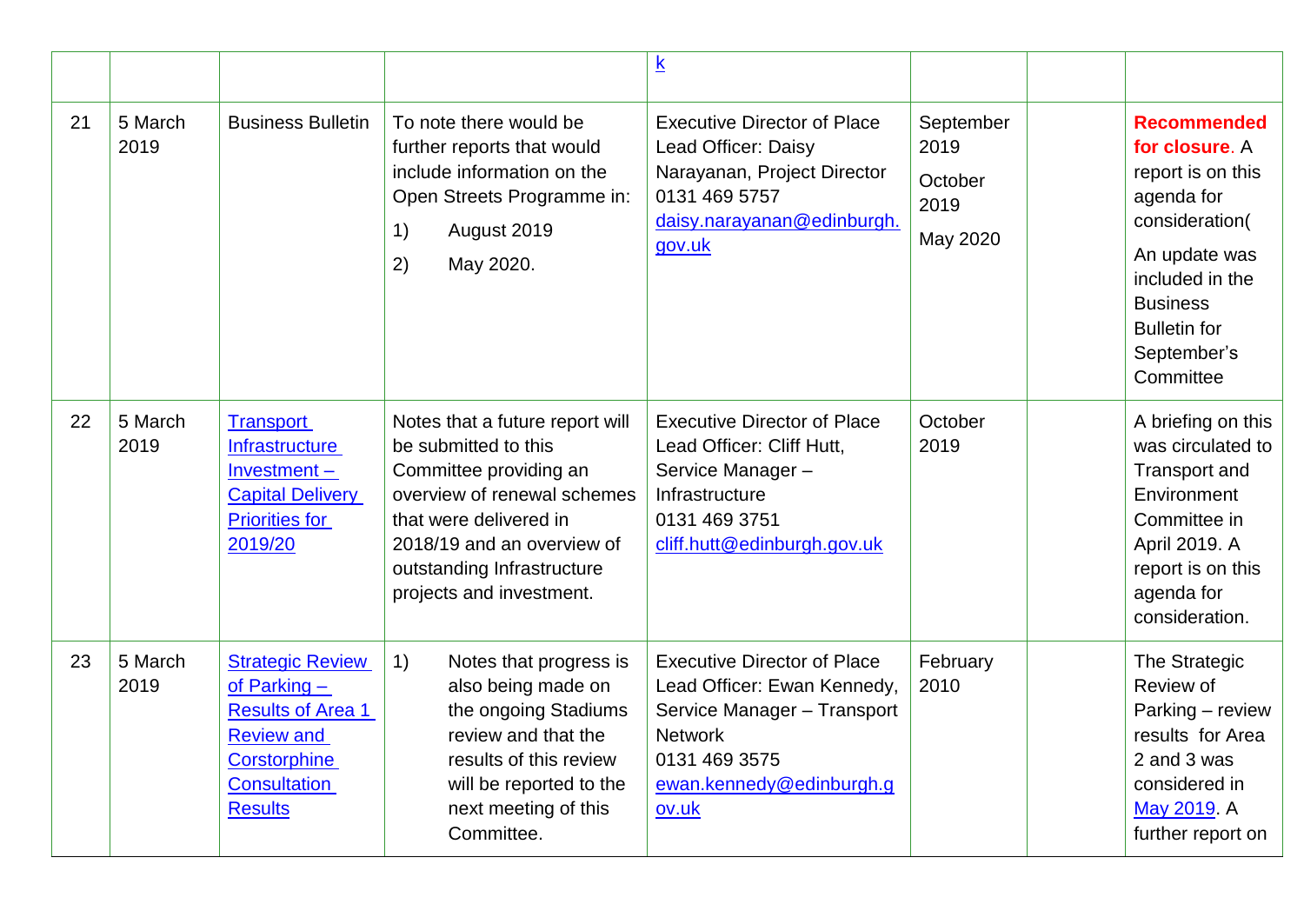| | | | | k | | | |
|---|---|---|---|---|---|---|---|
| 21 | 5 March 2019 | Business Bulletin | To note there would be further reports that would include information on the Open Streets Programme in:<br>1) August 2019<br>2) May 2020. | Executive Director of Place<br>Lead Officer: Daisy Narayanan, Project Director<br>0131 469 5757<br>daisy.narayanan@edinburgh.gov.uk | September 2019<br>October 2019<br>May 2020 | | **Recommended for closure**. A report is on this agenda for consideration(<br>An update was included in the Business Bulletin for September's Committee |
| 22 | 5 March 2019 | Transport Infrastructure Investment – Capital Delivery Priorities for 2019/20 | Notes that a future report will be submitted to this Committee providing an overview of renewal schemes that were delivered in 2018/19 and an overview of outstanding Infrastructure projects and investment. | Executive Director of Place<br>Lead Officer: Cliff Hutt, Service Manager – Infrastructure<br>0131 469 3751<br>cliff.hutt@edinburgh.gov.uk | October 2019 | | A briefing on this was circulated to Transport and Environment Committee in April 2019. A report is on this agenda for consideration. |
| 23 | 5 March 2019 | Strategic Review of Parking – Results of Area 1 Review and Corstorphine Consultation Results | 1) Notes that progress is also being made on the ongoing Stadiums review and that the results of this review will be reported to the next meeting of this Committee. | Executive Director of Place<br>Lead Officer: Ewan Kennedy, Service Manager – Transport Network<br>0131 469 3575<br>ewan.kennedy@edinburgh.gov.uk | February 2010 | | The Strategic Review of Parking – review results for Area 2 and 3 was considered in May 2019. A further report on |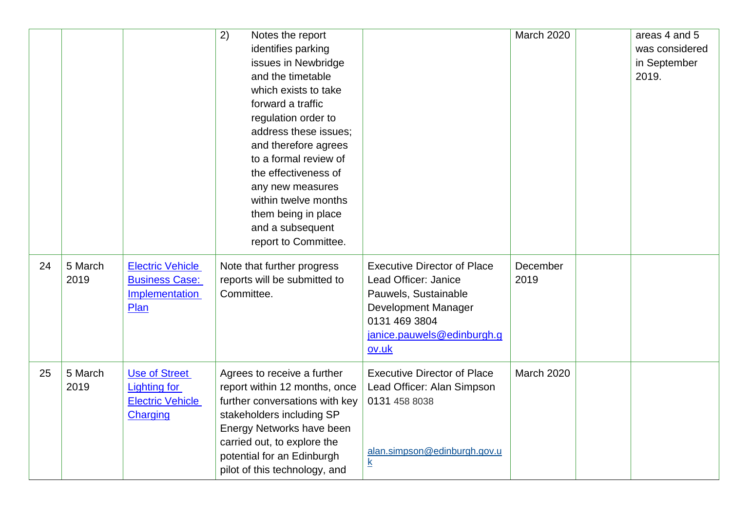| | | | | | | | |
|---|---|---|---|---|---|---|---|
| | | | 2) Notes the report identifies parking issues in Newbridge and the timetable which exists to take forward a traffic regulation order to address these issues; and therefore agrees to a formal review of the effectiveness of any new measures within twelve months them being in place and a subsequent report to Committee. | | March 2020 | | areas 4 and 5 was considered in September 2019. |
| 24 | 5 March 2019 | [Electric Vehicle Business Case: Implementation Plan]() | Note that further progress reports will be submitted to Committee. | Executive Director of Place Lead Officer: Janice Pauwels, Sustainable Development Manager 0131 469 3804 [janice.pauwels@edinburgh.gov.uk](mailto:janice.pauwels@edinburgh.gov.uk) | December 2019 | | |
| 25 | 5 March 2019 | [Use of Street Lighting for Electric Vehicle Charging]() | Agrees to receive a further report within 12 months, once further conversations with key stakeholders including SP Energy Networks have been carried out, to explore the potential for an Edinburgh pilot of this technology, and | Executive Director of Place Lead Officer: Alan Simpson 0131 458 8038 [alan.simpson@edinburgh.gov.uk](mailto:alan.simpson@edinburgh.gov.uk) | March 2020 | | |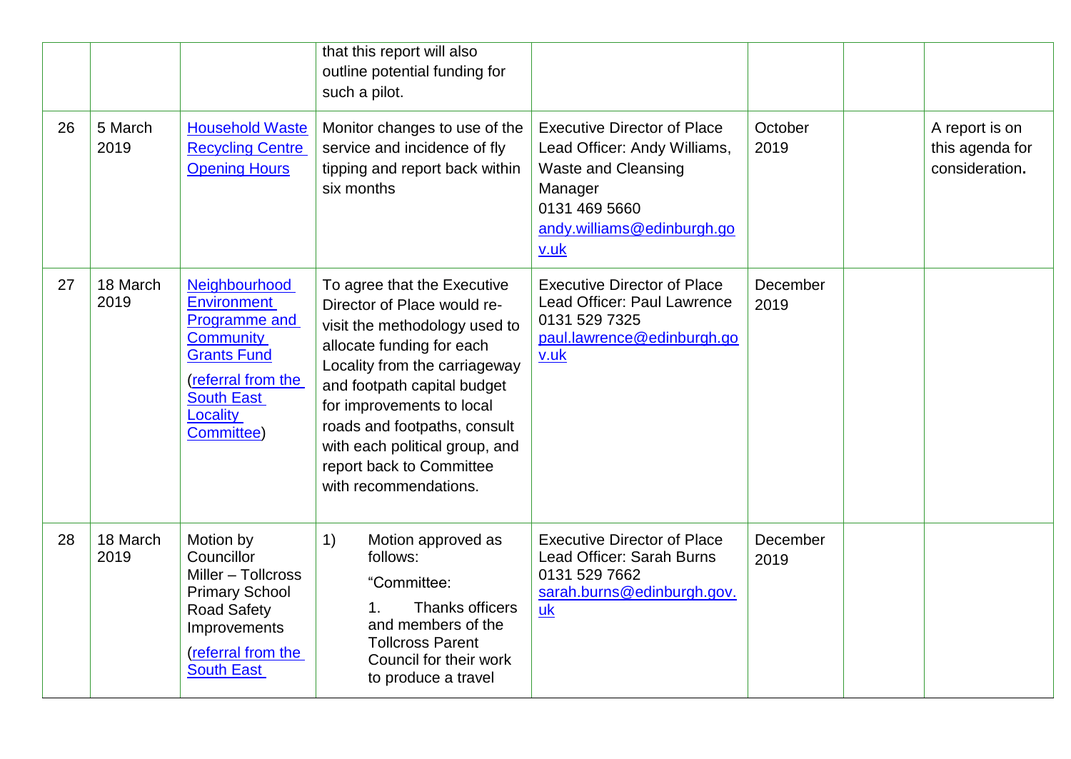| | | | | | | | |
|---|---|---|---|---|---|---|---|
| | | | that this report will also outline potential funding for such a pilot. | | | | |
| 26 | 5 March 2019 | Household Waste Recycling Centre Opening Hours | Monitor changes to use of the service and incidence of fly tipping and report back within six months | Executive Director of Place<br>Lead Officer: Andy Williams, Waste and Cleansing Manager<br>0131 469 5660<br>andy.williams@edinburgh.gov.uk | October 2019 | | A report is on this agenda for consideration**.** |
| 27 | 18 March 2019 | Neighbourhood Environment Programme and Community Grants Fund<br>(referral from the South East Locality Committee) | To agree that the Executive Director of Place would re-visit the methodology used to allocate funding for each Locality from the carriageway and footpath capital budget for improvements to local roads and footpaths, consult with each political group, and report back to Committee with recommendations. | Executive Director of Place<br>Lead Officer: Paul Lawrence<br>0131 529 7325<br>paul.lawrence@edinburgh.gov.uk | December 2019 | | |
| 28 | 18 March 2019 | Motion by Councillor Miller – Tollcross Primary School Road Safety Improvements<br>(referral from the South East | 1) Motion approved as follows:<br>"Committee:<br>1. Thanks officers and members of the Tollcross Parent Council for their work to produce a travel | Executive Director of Place<br>Lead Officer: Sarah Burns<br>0131 529 7662<br>sarah.burns@edinburgh.gov.uk | December 2019 | | |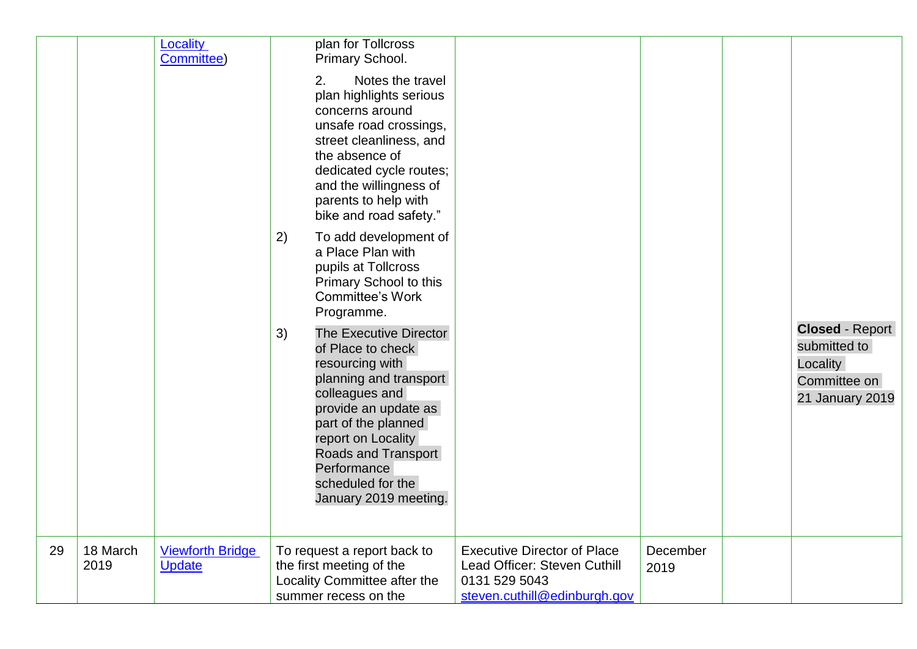| | | | | | | | |
|---|---|---|---|---|---|---|---|
| | | Locality Committee) | plan for Tollcross Primary School.<br><br>2. Notes the travel plan highlights serious concerns around unsafe road crossings, street cleanliness, and the absence of dedicated cycle routes; and the willingness of parents to help with bike and road safety."<br><br>2) To add development of a Place Plan with pupils at Tollcross Primary School to this Committee's Work Programme.<br><br>3) The Executive Director of Place to check resourcing with planning and transport colleagues and provide an update as part of the planned report on Locality Roads and Transport Performance scheduled for the January 2019 meeting. | | | | **Closed** - Report submitted to Locality Committee on 21 January 2019 |
| 29 | 18 March 2019 | Viewforth Bridge Update | To request a report back to the first meeting of the Locality Committee after the summer recess on the | Executive Director of Place<br>Lead Officer: Steven Cuthill<br>0131 529 5043<br>steven.cuthill@edinburgh.gov | December 2019 | | |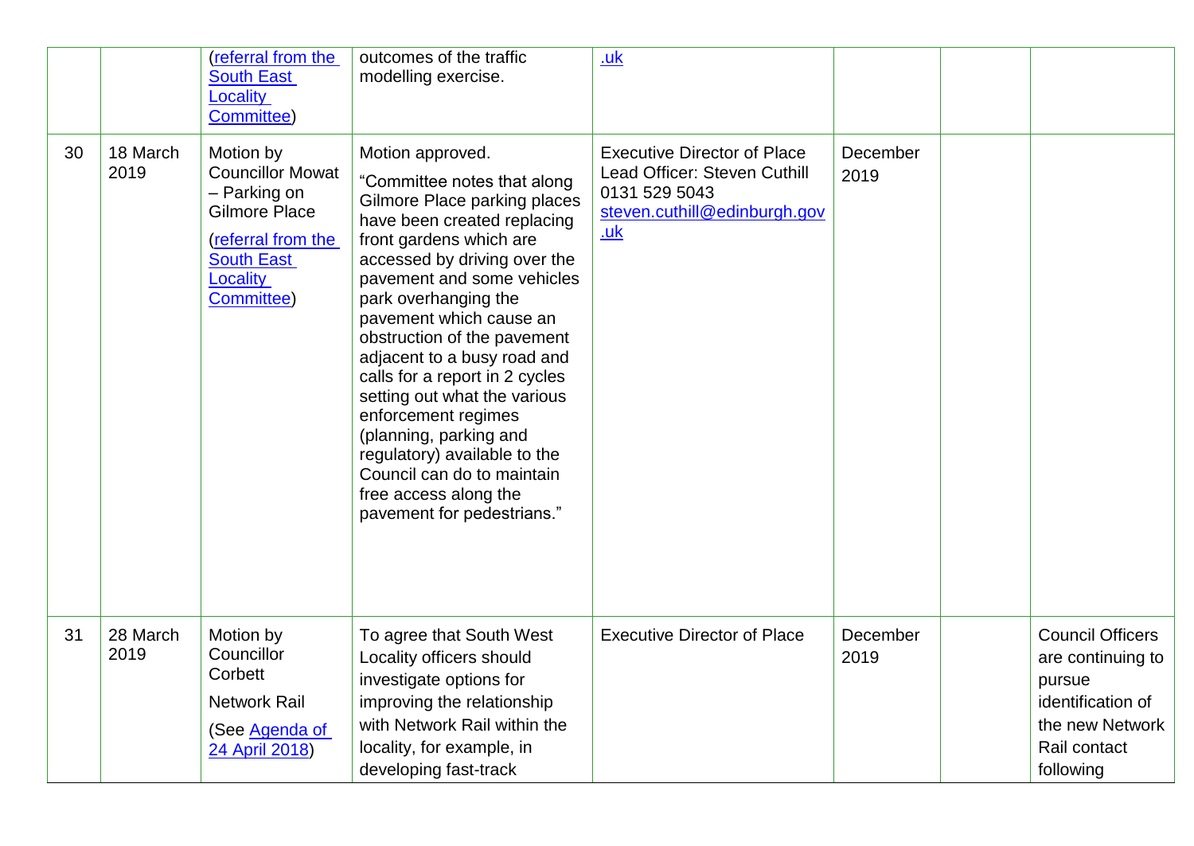|  |  | (referral from the South East Locality Committee) | outcomes of the traffic modelling exercise. | .uk |  |  |  |
|---|---|---|---|---|---|---|---|
| 30 | 18 March 2019 | Motion by Councillor Mowat – Parking on Gilmore Place (referral from the South East Locality Committee) | Motion approved. "Committee notes that along Gilmore Place parking places have been created replacing front gardens which are accessed by driving over the pavement and some vehicles park overhanging the pavement which cause an obstruction of the pavement adjacent to a busy road and calls for a report in 2 cycles setting out what the various enforcement regimes (planning, parking and regulatory) available to the Council can do to maintain free access along the pavement for pedestrians." | Executive Director of Place Lead Officer: Steven Cuthill 0131 529 5043 steven.cuthill@edinburgh.gov.uk | December 2019 |  |  |
| 31 | 28 March 2019 | Motion by Councillor Corbett Network Rail (See Agenda of 24 April 2018) | To agree that South West Locality officers should investigate options for improving the relationship with Network Rail within the locality, for example, in developing fast-track | Executive Director of Place | December 2019 |  | Council Officers are continuing to pursue identification of the new Network Rail contact following |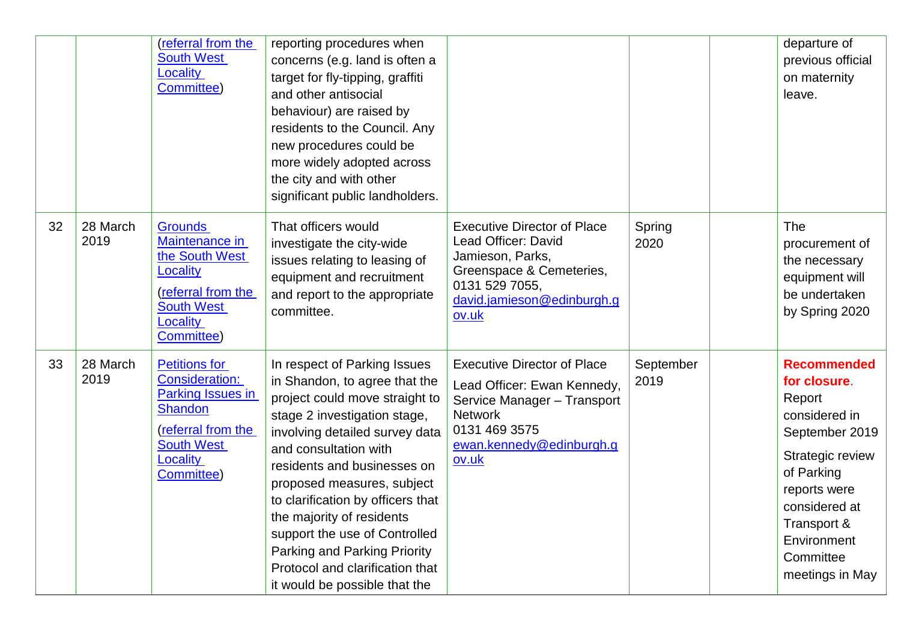| | | | | | | | |
|---|---|---|---|---|---|---|---|
| | | (referral from the South West Locality Committee) | reporting procedures when concerns (e.g. land is often a target for fly-tipping, graffiti and other antisocial behaviour) are raised by residents to the Council. Any new procedures could be more widely adopted across the city and with other significant public landholders. | | | | departure of previous official on maternity leave. |
| 32 | 28 March 2019 | Grounds Maintenance in the South West Locality (referral from the South West Locality Committee) | That officers would investigate the city-wide issues relating to leasing of equipment and recruitment and report to the appropriate committee. | Executive Director of Place Lead Officer: David Jamieson, Parks, Greenspace & Cemeteries, 0131 529 7055, david.jamieson@edinburgh.gov.uk | Spring 2020 | | The procurement of the necessary equipment will be undertaken by Spring 2020 |
| 33 | 28 March 2019 | Petitions for Consideration: Parking Issues in Shandon (referral from the South West Locality Committee) | In respect of Parking Issues in Shandon, to agree that the project could move straight to stage 2 investigation stage, involving detailed survey data and consultation with residents and businesses on proposed measures, subject to clarification by officers that the majority of residents support the use of Controlled Parking and Parking Priority Protocol and clarification that it would be possible that the | Executive Director of Place<br><br>Lead Officer: Ewan Kennedy, Service Manager – Transport Network<br>0131 469 3575<br>ewan.kennedy@edinburgh.gov.uk | September 2019 | | **Recommended for closure**. Report considered in September 2019<br><br>Strategic review of Parking reports were considered at Transport & Environment Committee meetings in May |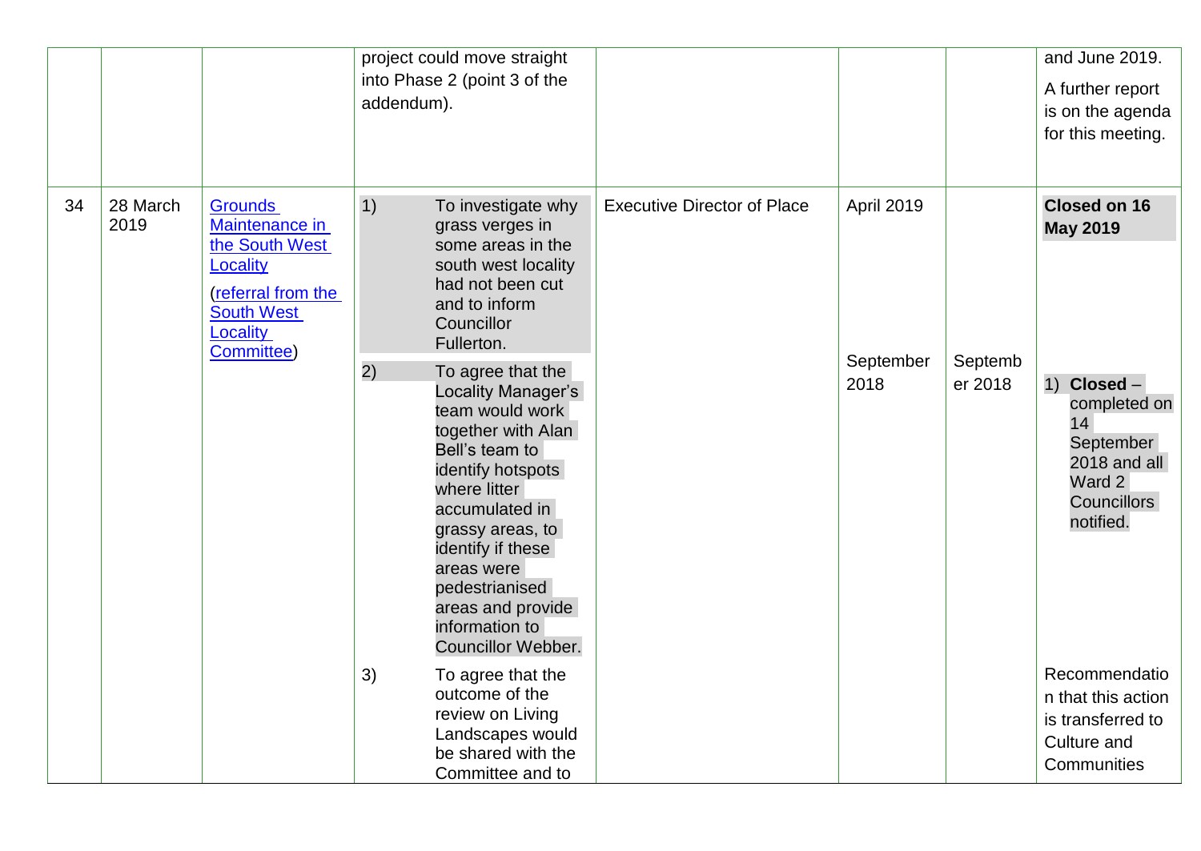| | | | | | | | |
|---|---|---|---|---|---|---|---|
| | | | project could move straight into Phase 2 (point 3 of the addendum). | | | | and June 2019.<br><br>A further report is on the agenda for this meeting. |
| 34 | 28 March 2019 | Grounds Maintenance in the South West Locality<br><br>(referral from the South West Locality Committee) | 1) To investigate why grass verges in some areas in the south west locality had not been cut and to inform Councillor Fullerton. | Executive Director of Place | April 2019 | | **Closed on 16 May 2019** |
| | | | 2) To agree that the Locality Manager's team would work together with Alan Bell's team to identify hotspots where litter accumulated in grassy areas, to identify if these areas were pedestrianised areas and provide information to Councillor Webber. | | September 2018 | September 2018 | 1) **Closed** – completed on 14 September 2018 and all Ward 2 Councillors notified. |
| | | | 3) To agree that the outcome of the review on Living Landscapes would be shared with the Committee and to | | | | Recommendation that this action is transferred to Culture and Communities |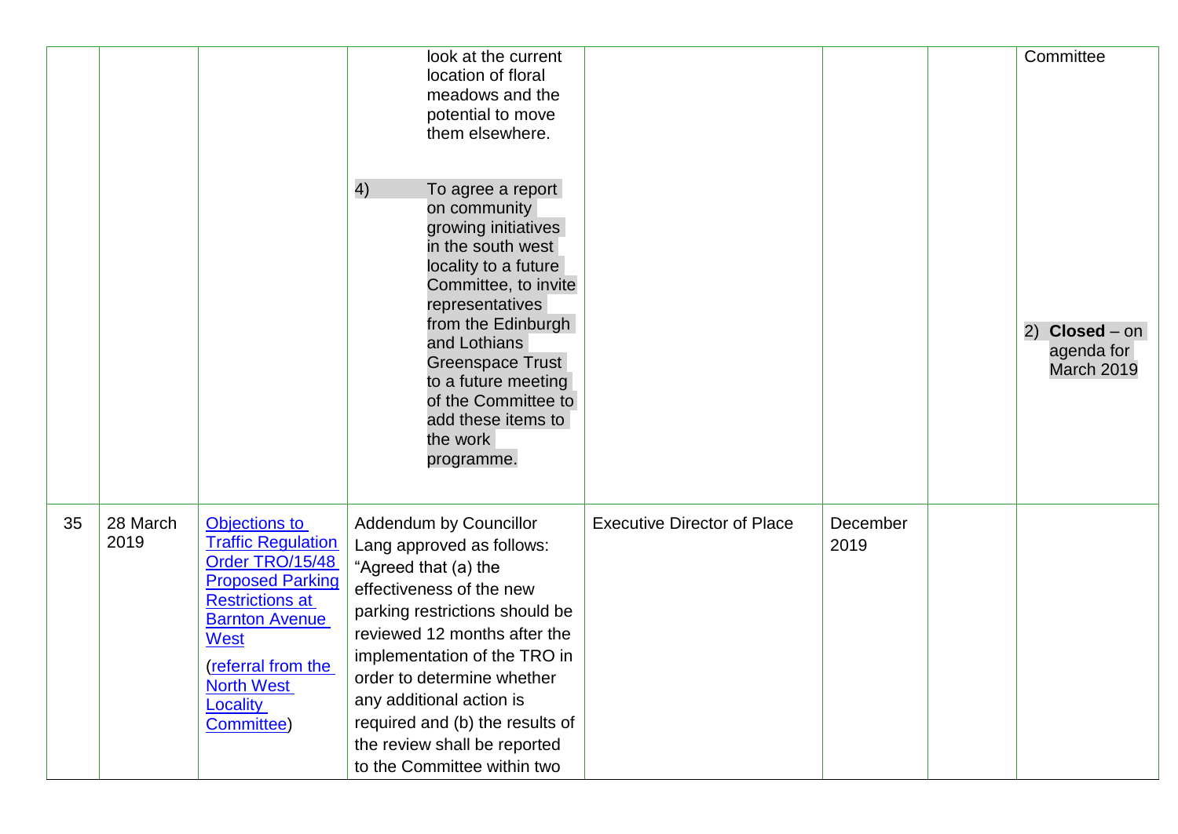|  |  |  |  |  |  |  |  |
|---|---|---|---|---|---|---|---|
|  |  |  | look at the current location of floral meadows and the potential to move them elsewhere.<br><br>4) To agree a report on community growing initiatives in the south west locality to a future Committee, to invite representatives from the Edinburgh and Lothians Greenspace Trust to a future meeting of the Committee to add these items to the work programme. |  |  |  | Committee<br><br>2) **Closed** – on agenda for March 2019 |
| 35 | 28 March 2019 | Objections to Traffic Regulation Order TRO/15/48 Proposed Parking Restrictions at Barnton Avenue West<br><br>(referral from the North West Locality Committee) | Addendum by Councillor Lang approved as follows: "Agreed that (a) the effectiveness of the new parking restrictions should be reviewed 12 months after the implementation of the TRO in order to determine whether any additional action is required and (b) the results of the review shall be reported to the Committee within two | Executive Director of Place | December 2019 |  |  |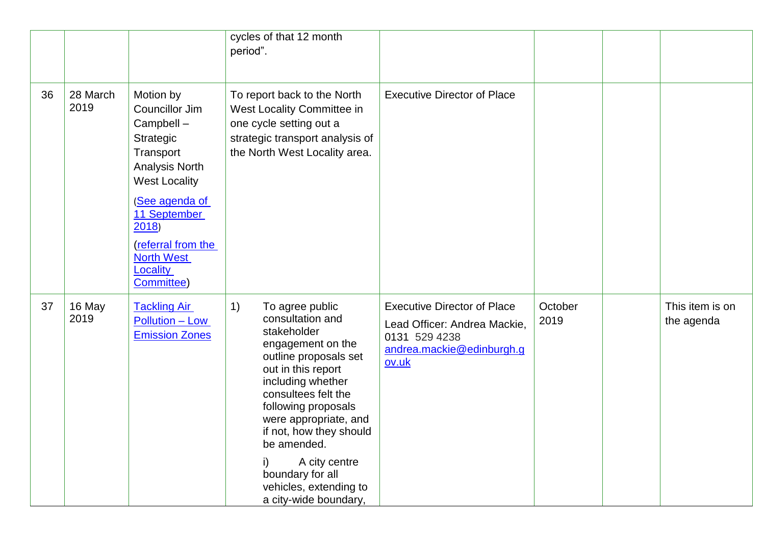| | | | | | | | |
|---|---|---|---|---|---|---|---|
| | | | cycles of that 12 month period". | | | | |
| 36 | 28 March 2019 | Motion by Councillor Jim Campbell – Strategic Transport Analysis North West Locality<br><br>(See agenda of 11 September 2018)<br><br>(referral from the North West Locality Committee) | To report back to the North West Locality Committee in one cycle setting out a strategic transport analysis of the North West Locality area. | Executive Director of Place | | | |
| 37 | 16 May 2019 | Tackling Air Pollution – Low Emission Zones | 1) To agree public consultation and stakeholder engagement on the outline proposals set out in this report including whether consultees felt the following proposals were appropriate, and if not, how they should be amended.<br><br>i) A city centre boundary for all vehicles, extending to a city-wide boundary, | Executive Director of Place<br><br>Lead Officer: Andrea Mackie, 0131 529 4238 andrea.mackie@edinburgh.gov.uk | October 2019 | | This item is on the agenda |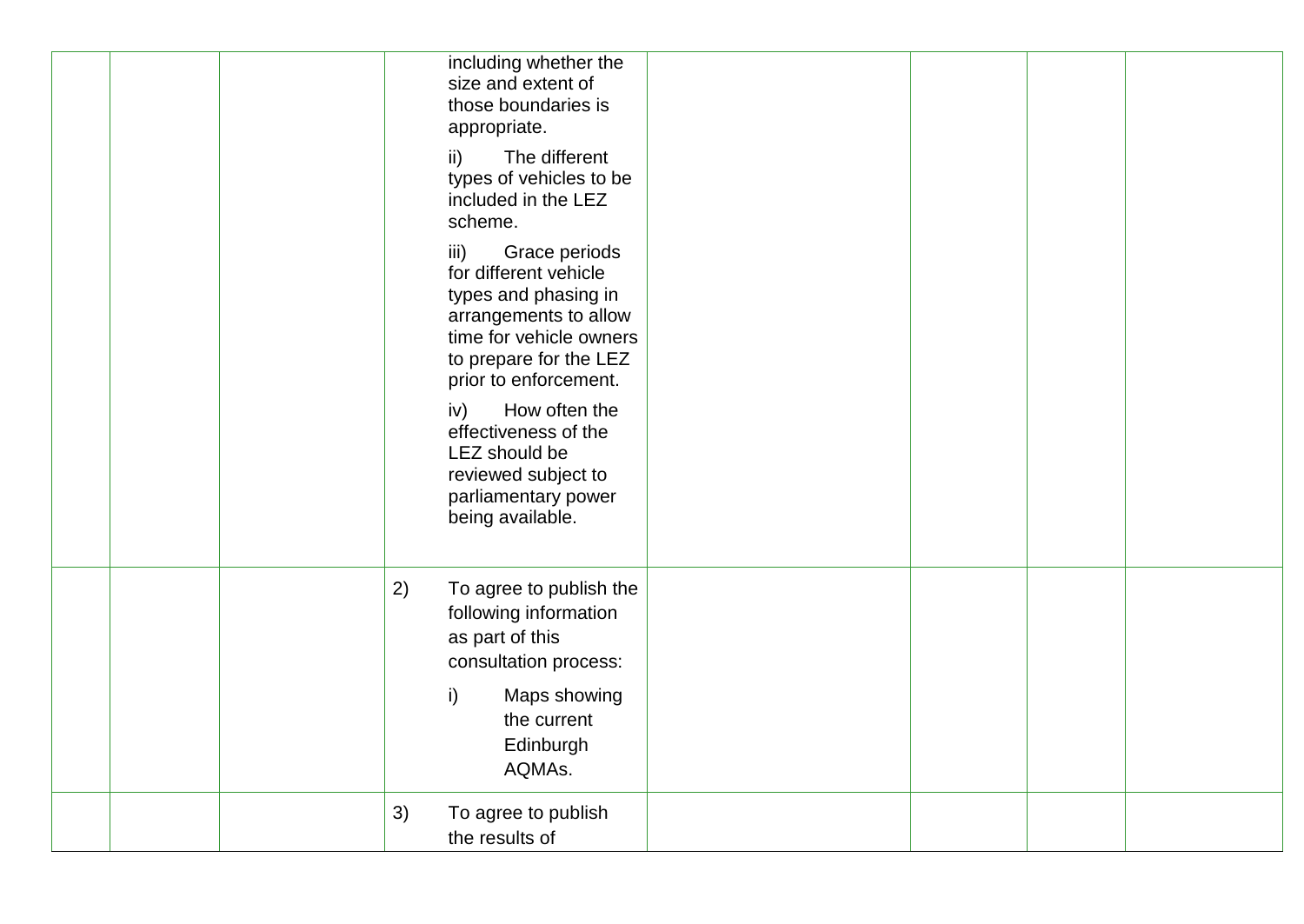|  |  |  |  |  |  |  |  |
|---|---|---|---|---|---|---|---|
|  |  |  | including whether the size and extent of those boundaries is appropriate.<br><br>ii) The different types of vehicles to be included in the LEZ scheme.<br><br>iii) Grace periods for different vehicle types and phasing in arrangements to allow time for vehicle owners to prepare for the LEZ prior to enforcement.<br><br>iv) How often the effectiveness of the LEZ should be reviewed subject to parliamentary power being available. |  |  |  |  |
|  |  |  | 2) To agree to publish the following information as part of this consultation process:<br><br>i) Maps showing the current Edinburgh AQMAs. |  |  |  |  |
|  |  |  | 3) To agree to publish the results of |  |  |  |  |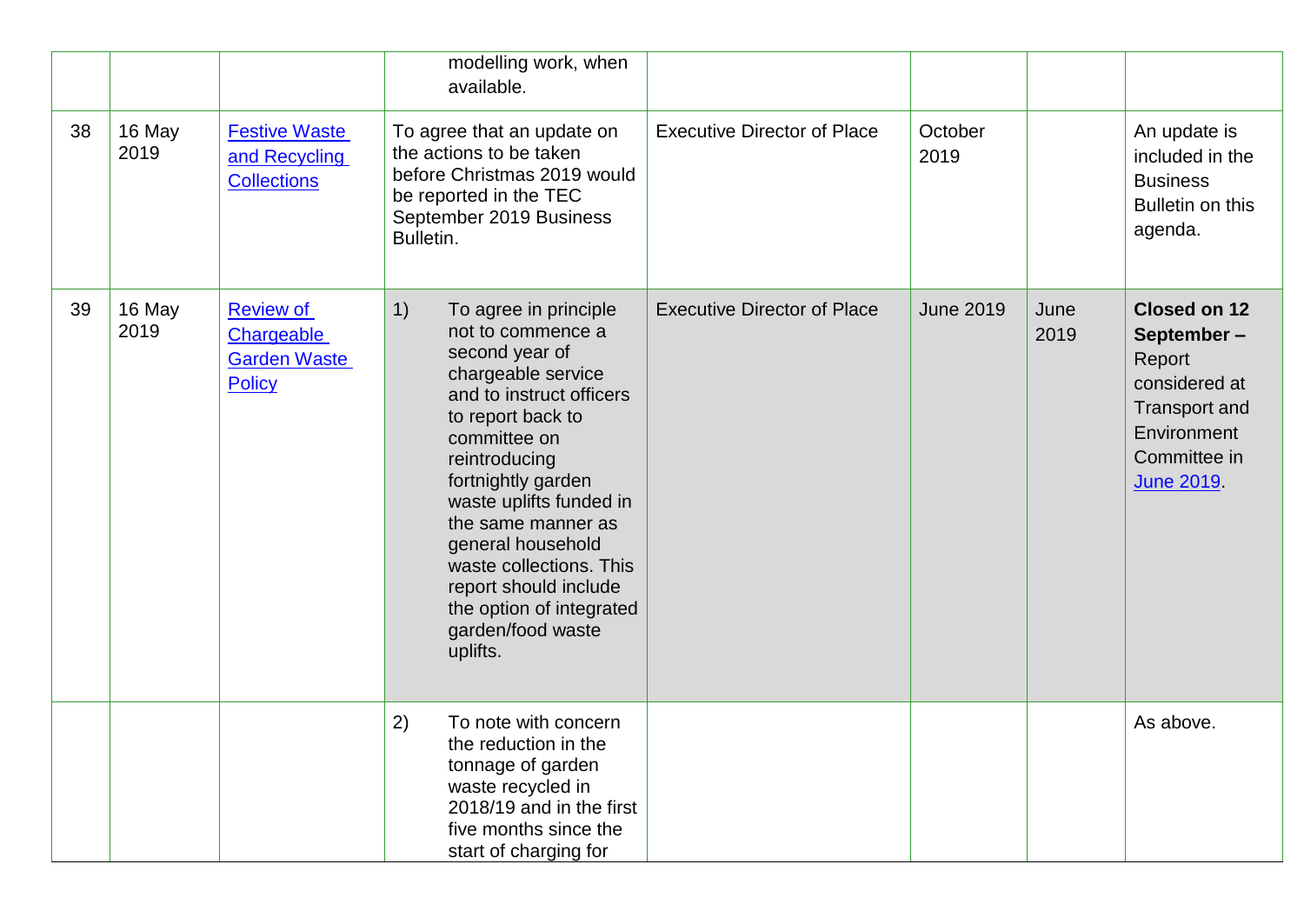| | | | | | | | |
|---|---|---|---|---|---|---|---|
| | | | modelling work, when available. | | | | |
| 38 | 16 May 2019 | Festive Waste and Recycling Collections | To agree that an update on the actions to be taken before Christmas 2019 would be reported in the TEC September 2019 Business Bulletin. | Executive Director of Place | October 2019 | | An update is included in the Business Bulletin on this agenda. |
| 39 | 16 May 2019 | Review of Chargeable Garden Waste Policy | 1) To agree in principle not to commence a second year of chargeable service and to instruct officers to report back to committee on reintroducing fortnightly garden waste uplifts funded in the same manner as general household waste collections. This report should include the option of integrated garden/food waste uplifts. | Executive Director of Place | June 2019 | June 2019 | **Closed on 12 September –** Report considered at Transport and Environment Committee in June 2019. |
| | | | 2) To note with concern the reduction in the tonnage of garden waste recycled in 2018/19 and in the first five months since the start of charging for | | | | As above. |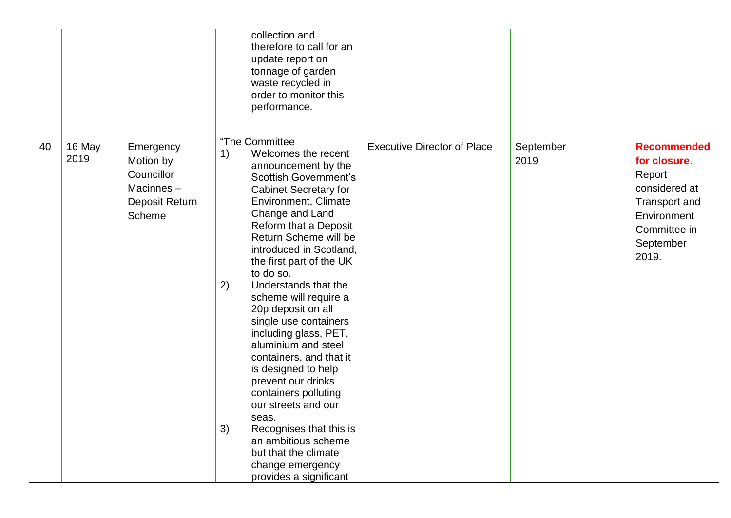| | | | | | | | |
|---|---|---|---|---|---|---|---|
| | | | collection and therefore to call for an update report on tonnage of garden waste recycled in order to monitor this performance. | | | | |
| 40 | 16 May 2019 | Emergency Motion by Councillor Macinnes – Deposit Return Scheme | “The Committee<br>1) Welcomes the recent announcement by the Scottish Government’s Cabinet Secretary for Environment, Climate Change and Land Reform that a Deposit Return Scheme will be introduced in Scotland, the first part of the UK to do so.<br>2) Understands that the scheme will require a 20p deposit on all single use containers including glass, PET, aluminium and steel containers, and that it is designed to help prevent our drinks containers polluting our streets and our seas.<br>3) Recognises that this is an ambitious scheme but that the climate change emergency provides a significant | Executive Director of Place | September 2019 | | **Recommended for closure**. Report considered at Transport and Environment Committee in September 2019. |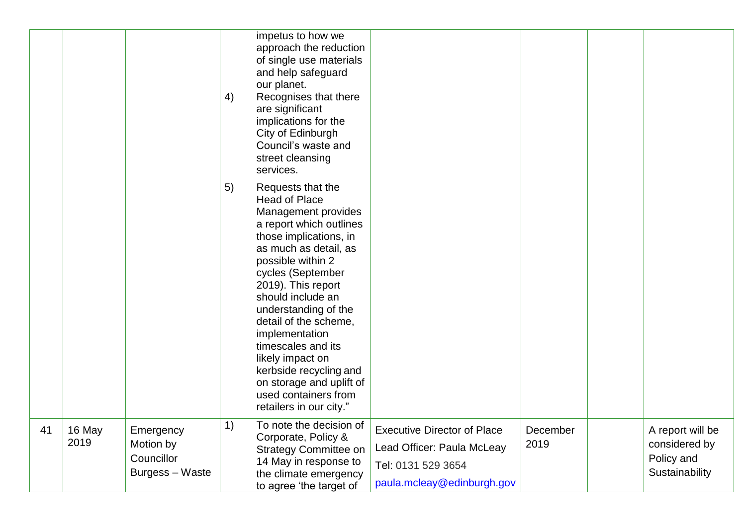|  |  |  |  |  |  |  |  |
|---|---|---|---|---|---|---|---|
|  |  |  | impetus to how we approach the reduction of single use materials and help safeguard our planet.<br>4) Recognises that there are significant implications for the City of Edinburgh Council's waste and street cleansing services.<br>5) Requests that the Head of Place Management provides a report which outlines those implications, in as much as detail, as possible within 2 cycles (September 2019). This report should include an understanding of the detail of the scheme, implementation timescales and its likely impact on kerbside recycling and on storage and uplift of used containers from retailers in our city." |  |  |  |  |
| 41 | 16 May 2019 | Emergency Motion by Councillor Burgess – Waste | 1) To note the decision of Corporate, Policy & Strategy Committee on 14 May in response to the climate emergency to agree 'the target of | Executive Director of Place<br>Lead Officer: Paula McLeay<br>Tel: 0131 529 3654<br>paula.mcleay@edinburgh.gov | December 2019 |  | A report will be considered by Policy and Sustainability |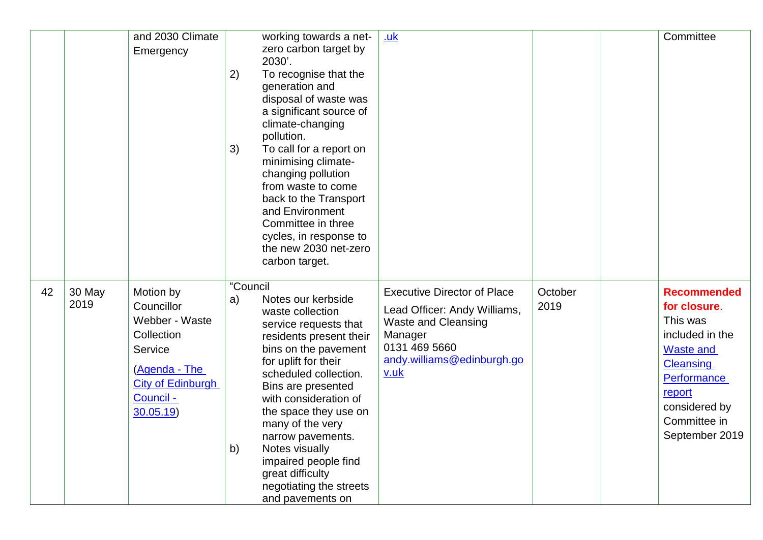| | | | | | | | |
|---|---|---|---|---|---|---|---|
| | | and 2030 Climate Emergency | working towards a net-zero carbon target by 2030'.<br>2) To recognise that the generation and disposal of waste was a significant source of climate-changing pollution.<br>3) To call for a report on minimising climate-changing pollution from waste to come back to the Transport and Environment Committee in three cycles, in response to the new 2030 net-zero carbon target. | .uk | | | Committee |
| 42 | 30 May 2019 | Motion by Councillor Webber - Waste Collection Service<br>(Agenda - The City of Edinburgh Council - 30.05.19) | "Council<br>a) Notes our kerbside waste collection service requests that residents present their bins on the pavement for uplift for their scheduled collection. Bins are presented with consideration of the space they use on many of the very narrow pavements.<br>b) Notes visually impaired people find great difficulty negotiating the streets and pavements on | Executive Director of Place<br>Lead Officer: Andy Williams, Waste and Cleansing Manager<br>0131 469 5660<br>andy.williams@edinburgh.gov.uk | October 2019 | | **Recommended for closure**.<br>This was included in the Waste and Cleansing Performance report considered by Committee in September 2019 |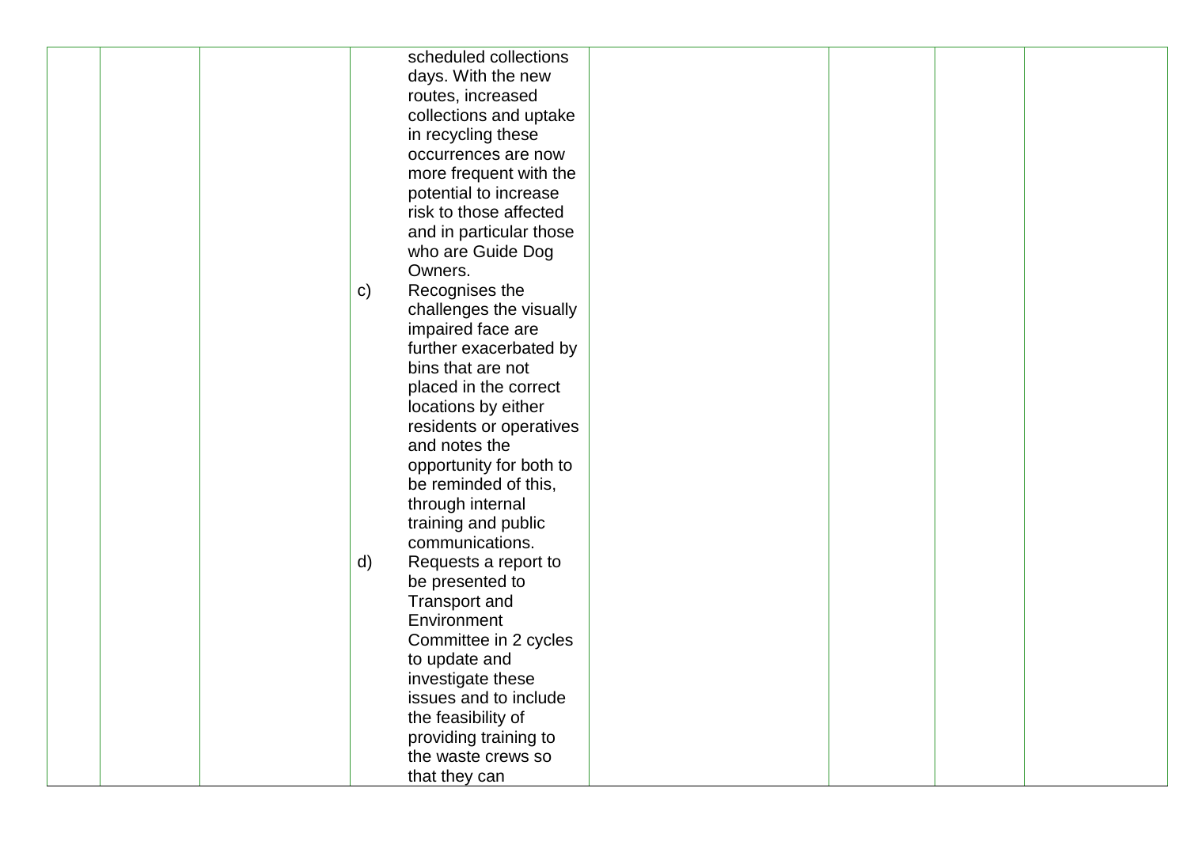| | | | | | | |
|---|---|---|---|---|---|---|
| | | | scheduled collections days. With the new routes, increased collections and uptake in recycling these occurrences are now more frequent with the potential to increase risk to those affected and in particular those who are Guide Dog Owners.<br>c) Recognises the challenges the visually impaired face are further exacerbated by bins that are not placed in the correct locations by either residents or operatives and notes the opportunity for both to be reminded of this, through internal training and public communications.<br>d) Requests a report to be presented to Transport and Environment Committee in 2 cycles to update and investigate these issues and to include the feasibility of providing training to the waste crews so that they can | | | | |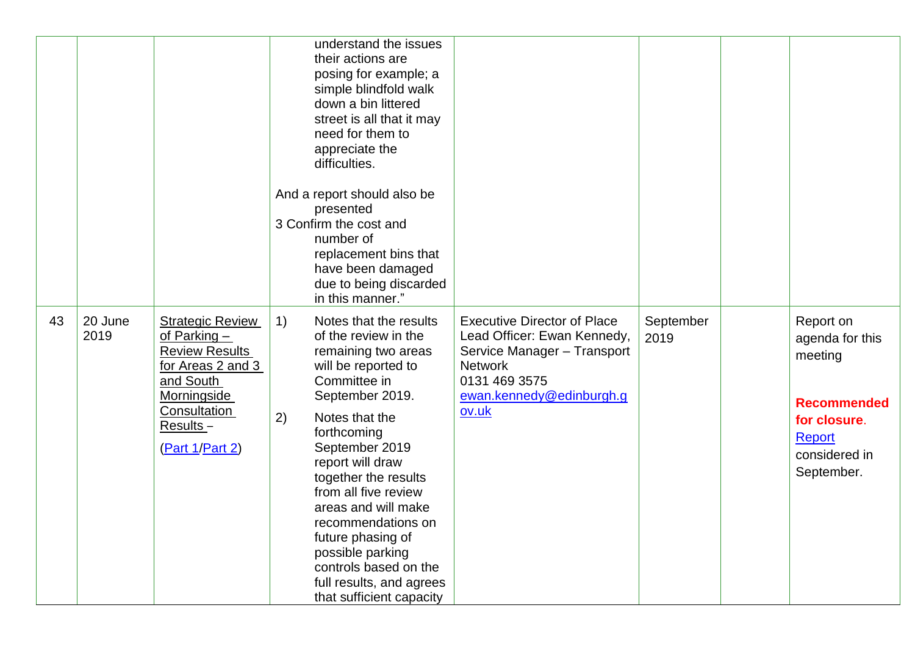| | | | | | | | |
|---|---|---|---|---|---|---|---|
| | | | understand the issues their actions are posing for example; a simple blindfold walk down a bin littered street is all that it may need for them to appreciate the difficulties.<br><br>And a report should also be presented<br>3 Confirm the cost and number of replacement bins that have been damaged due to being discarded in this manner." | | | | |
| 43 | 20 June 2019 | Strategic Review of Parking – Review Results for Areas 2 and 3 and South Morningside Consultation Results – (Part 1/Part 2) | 1) Notes that the results of the review in the remaining two areas will be reported to Committee in September 2019.<br><br>2) Notes that the forthcoming September 2019 report will draw together the results from all five review areas and will make recommendations on future phasing of possible parking controls based on the full results, and agrees that sufficient capacity | Executive Director of Place<br>Lead Officer: Ewan Kennedy, Service Manager – Transport Network<br>0131 469 3575<br>ewan.kennedy@edinburgh.gov.uk | September 2019 | | Report on agenda for this meeting<br><br>**Recommended for closure**. Report considered in September. |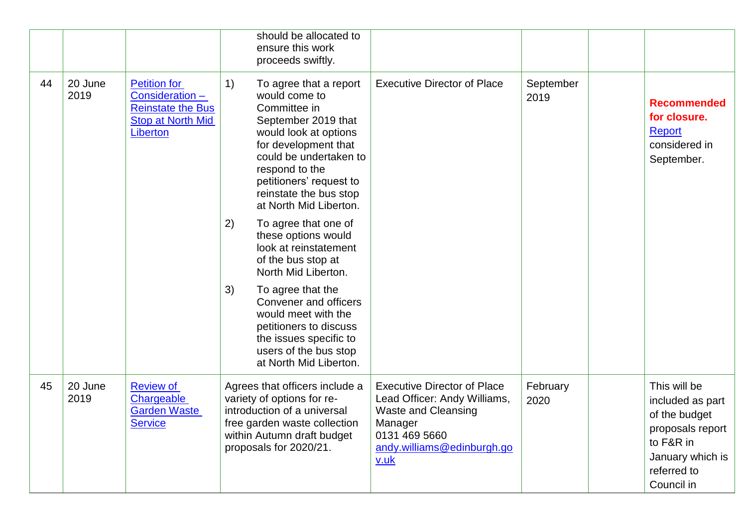|  |  |  | should be allocated to ensure this work proceeds swiftly. |  |  |  |  |
|---|---|---|---|---|---|---|---|
| 44 | 20 June 2019 | Petition for Consideration – Reinstate the Bus Stop at North Mid Liberton | 1) To agree that a report would come to Committee in September 2019 that would look at options for development that could be undertaken to respond to the petitioners' request to reinstate the bus stop at North Mid Liberton.<br><br>2) To agree that one of these options would look at reinstatement of the bus stop at North Mid Liberton.<br><br>3) To agree that the Convener and officers would meet with the petitioners to discuss the issues specific to users of the bus stop at North Mid Liberton. | Executive Director of Place | September 2019 |  | **Recommended for closure.** Report considered in September. |
| 45 | 20 June 2019 | Review of Chargeable Garden Waste Service | Agrees that officers include a variety of options for re-introduction of a universal free garden waste collection within Autumn draft budget proposals for 2020/21. | Executive Director of Place<br>Lead Officer: Andy Williams, Waste and Cleansing Manager<br>0131 469 5660<br>andy.williams@edinburgh.gov.uk | February 2020 |  | This will be included as part of the budget proposals report to F&R in January which is referred to Council in |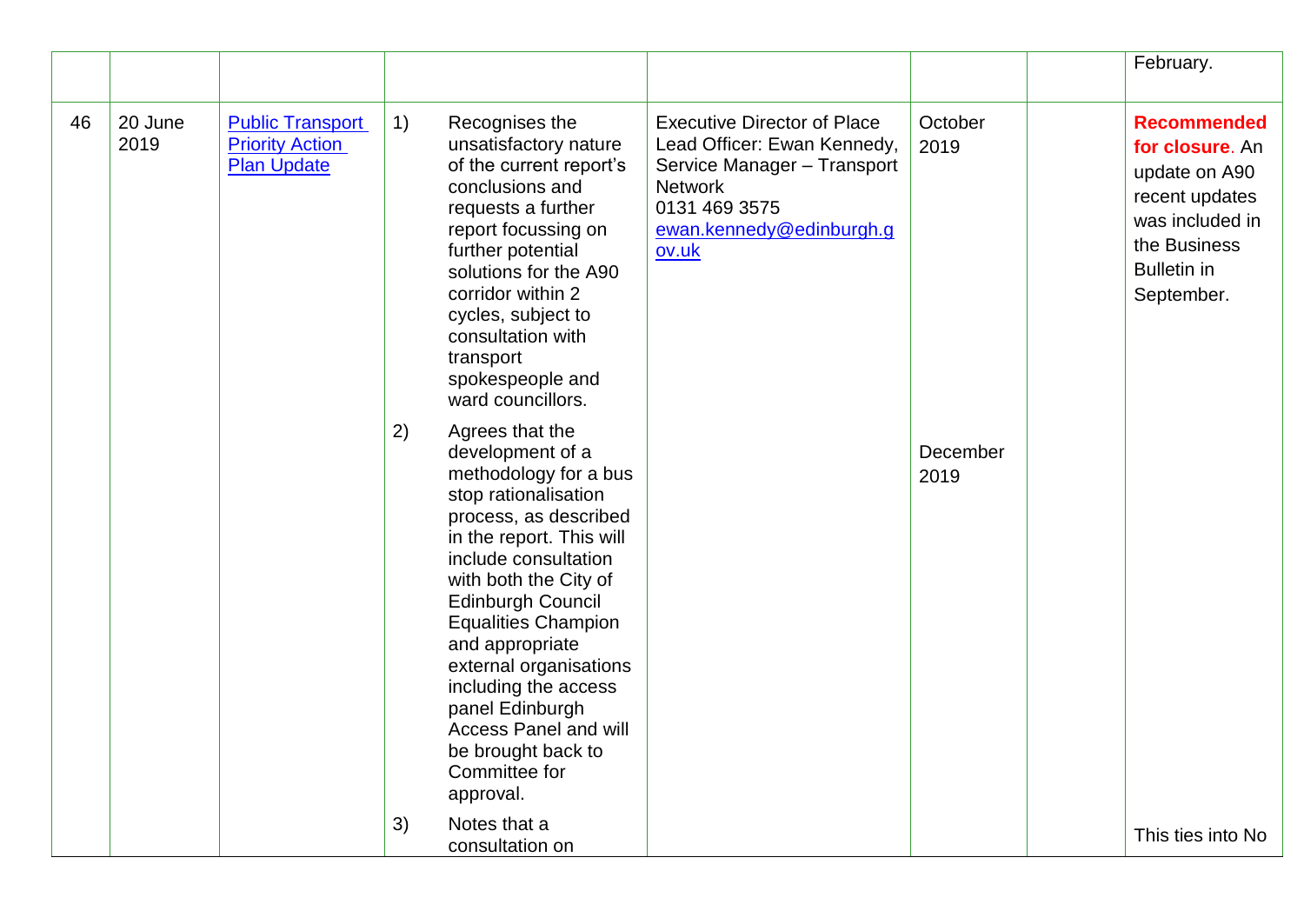| | | | | | | | |
|---|---|---|---|---|---|---|---|
| | | | | | | | February. |
| 46 | 20 June 2019 | [Public Transport Priority Action Plan Update]() | 1) Recognises the unsatisfactory nature of the current report's conclusions and requests a further report focussing on further potential solutions for the A90 corridor within 2 cycles, subject to consultation with transport spokespeople and ward councillors. | Executive Director of Place<br>Lead Officer: Ewan Kennedy, Service Manager – Transport Network<br>0131 469 3575<br>[ewan.kennedy@edinburgh.gov.uk](mailto:ewan.kennedy@edinburgh.gov.uk) | October 2019 | | **Recommended for closure**. An update on A90 recent updates was included in the Business Bulletin in September. |
| | | | 2) Agrees that the development of a methodology for a bus stop rationalisation process, as described in the report. This will include consultation with both the City of Edinburgh Council Equalities Champion and appropriate external organisations including the access panel Edinburgh Access Panel and will be brought back to Committee for approval. | | December 2019 | | |
| | | | 3) Notes that a consultation on | | | | This ties into No |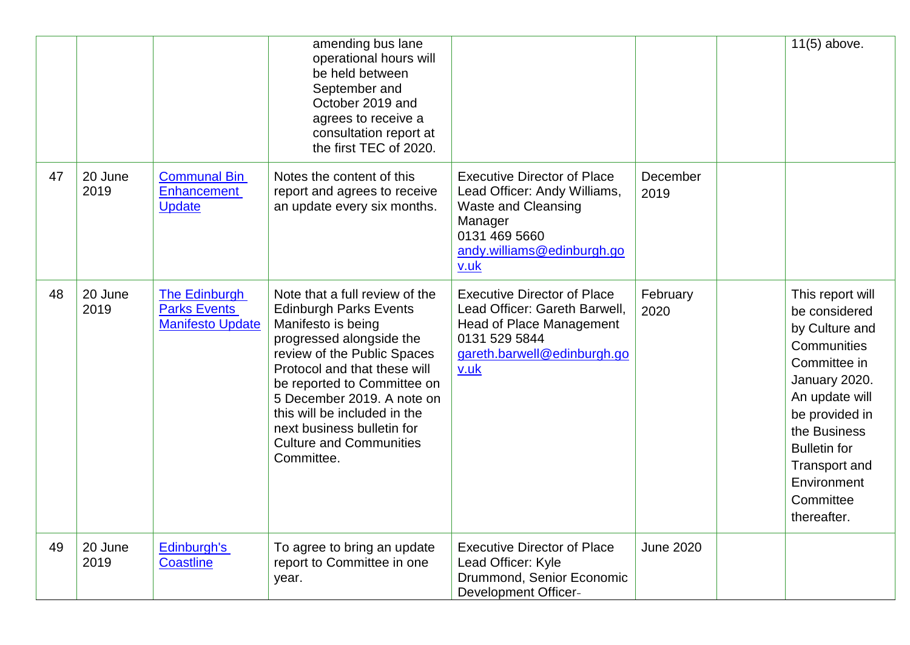| | | | | | | | |
|---|---|---|---|---|---|---|---|
| | | | amending bus lane operational hours will be held between September and October 2019 and agrees to receive a consultation report at the first TEC of 2020. | | | | 11(5) above. |
| 47 | 20 June 2019 | [Communal Bin Enhancement Update]() | Notes the content of this report and agrees to receive an update every six months. | Executive Director of Place<br>Lead Officer: Andy Williams, Waste and Cleansing Manager<br>0131 469 5660<br>[andy.williams@edinburgh.gov.uk](mailto:andy.williams@edinburgh.gov.uk) | December 2019 | | |
| 48 | 20 June 2019 | [The Edinburgh Parks Events Manifesto Update]() | Note that a full review of the Edinburgh Parks Events Manifesto is being progressed alongside the review of the Public Spaces Protocol and that these will be reported to Committee on 5 December 2019. A note on this will be included in the next business bulletin for Culture and Communities Committee. | Executive Director of Place<br>Lead Officer: Gareth Barwell, Head of Place Management<br>0131 529 5844<br>[gareth.barwell@edinburgh.gov.uk](mailto:gareth.barwell@edinburgh.gov.uk) | February 2020 | | This report will be considered by Culture and Communities Committee in January 2020. An update will be provided in the Business Bulletin for Transport and Environment Committee thereafter. |
| 49 | 20 June 2019 | [Edinburgh's Coastline]() | To agree to bring an update report to Committee in one year. | Executive Director of Place<br>Lead Officer: Kyle Drummond, Senior Economic Development Officer- | June 2020 | | |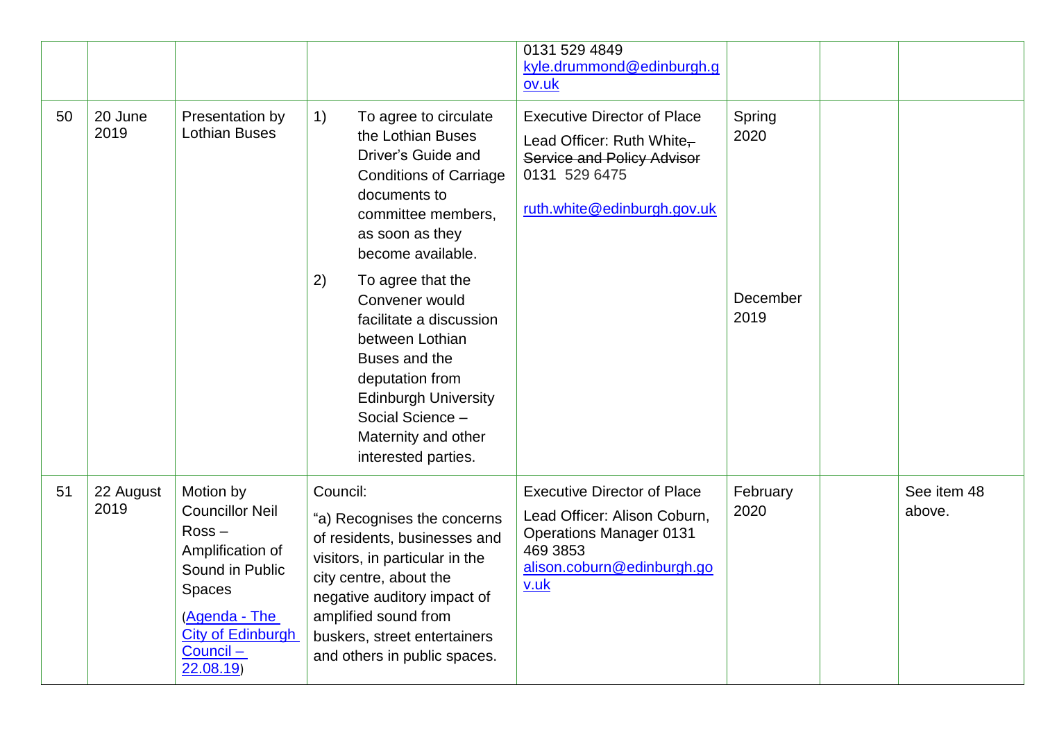| | | | | | | | |
|---|---|---|---|---|---|---|---|
| | | | | 0131 529 4849<br>kyle.drummond@edinburgh.gov.uk | | | |
| 50 | 20 June 2019 | Presentation by Lothian Buses | 1) To agree to circulate the Lothian Buses Driver's Guide and Conditions of Carriage documents to committee members, as soon as they become available.<br><br>2) To agree that the Convener would facilitate a discussion between Lothian Buses and the deputation from Edinburgh University Social Science – Maternity and other interested parties. | Executive Director of Place<br><br>Lead Officer: Ruth White, ~~Service and Policy Advisor~~ 0131 529 6475<br><br>ruth.white@edinburgh.gov.uk | Spring 2020<br><br>December 2019 | | |
| 51 | 22 August 2019 | Motion by Councillor Neil Ross – Amplification of Sound in Public Spaces<br><br>(Agenda - The City of Edinburgh Council – 22.08.19) | Council:<br><br>"a) Recognises the concerns of residents, businesses and visitors, in particular in the city centre, about the negative auditory impact of amplified sound from buskers, street entertainers and others in public spaces. | Executive Director of Place<br><br>Lead Officer: Alison Coburn, Operations Manager 0131 469 3853<br>alison.coburn@edinburgh.gov.uk | February 2020 | | See item 48 above. |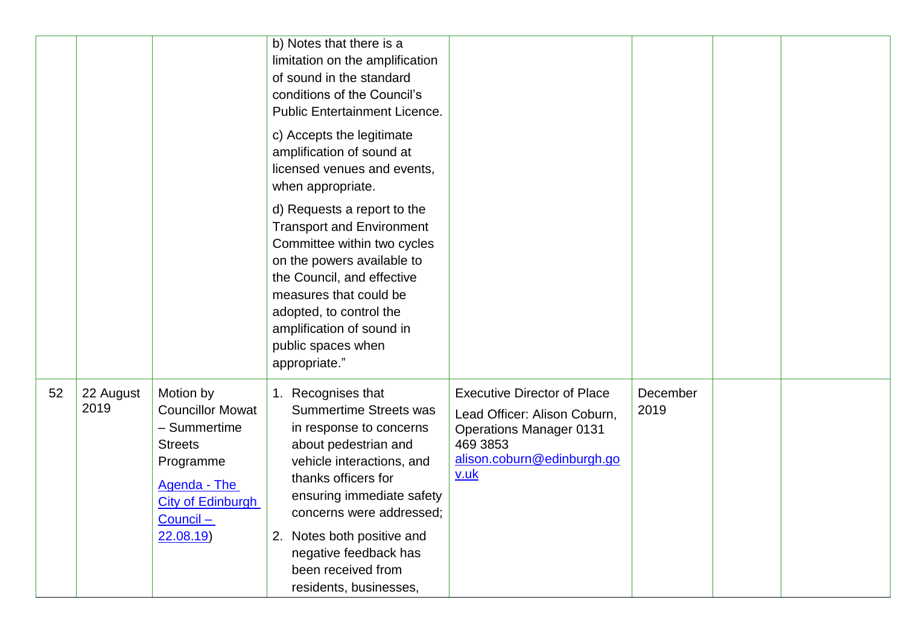| | | | | | | | |
|---|---|---|---|---|---|---|---|
| | | | b) Notes that there is a limitation on the amplification of sound in the standard conditions of the Council's Public Entertainment Licence.<br><br>c) Accepts the legitimate amplification of sound at licensed venues and events, when appropriate.<br><br>d) Requests a report to the Transport and Environment Committee within two cycles on the powers available to the Council, and effective measures that could be adopted, to control the amplification of sound in public spaces when appropriate." | | | | |
| 52 | 22 August 2019 | Motion by Councillor Mowat – Summertime Streets Programme<br><br>[Agenda - The City of Edinburgh Council – 22.08.19](Agenda - The City of Edinburgh Council – 22.08.19)) | 1. Recognises that Summertime Streets was in response to concerns about pedestrian and vehicle interactions, and thanks officers for ensuring immediate safety concerns were addressed;<br><br>2. Notes both positive and negative feedback has been received from residents, businesses, | Executive Director of Place<br><br>Lead Officer: Alison Coburn, Operations Manager 0131 469 3853 [alison.coburn@edinburgh.gov.uk](mailto:alison.coburn@edinburgh.gov.uk) | December 2019 | | |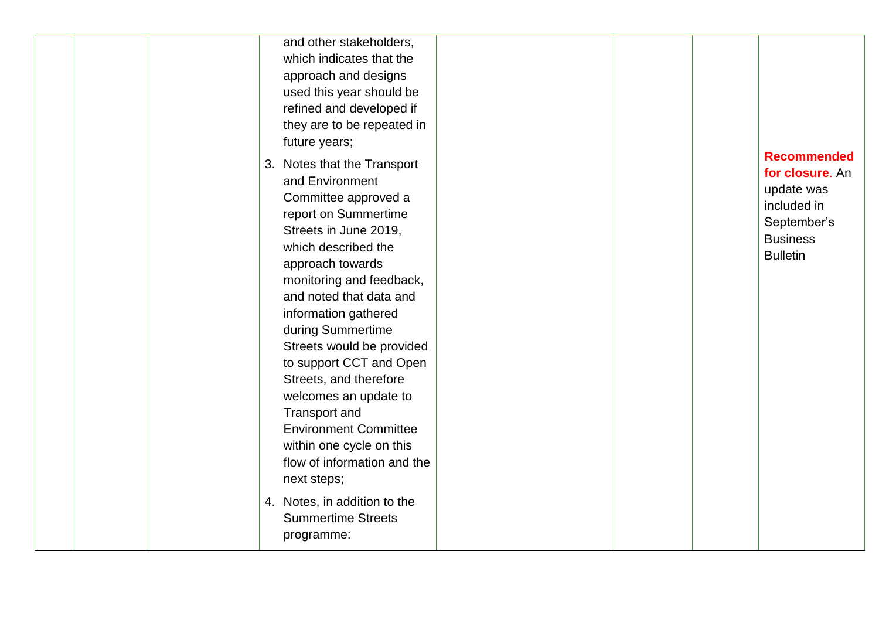|  |  |  |  |  |  |  |  |
|---|---|---|---|---|---|---|---|
|  |  |  | and other stakeholders, which indicates that the approach and designs used this year should be refined and developed if they are to be repeated in future years;<br>3. Notes that the Transport and Environment Committee approved a report on Summertime Streets in June 2019, which described the approach towards monitoring and feedback, and noted that data and information gathered during Summertime Streets would be provided to support CCT and Open Streets, and therefore welcomes an update to Transport and Environment Committee within one cycle on this flow of information and the next steps;<br>4. Notes, in addition to the Summertime Streets programme: |  |  |  | **Recommended for closure**. An update was included in September's Business Bulletin |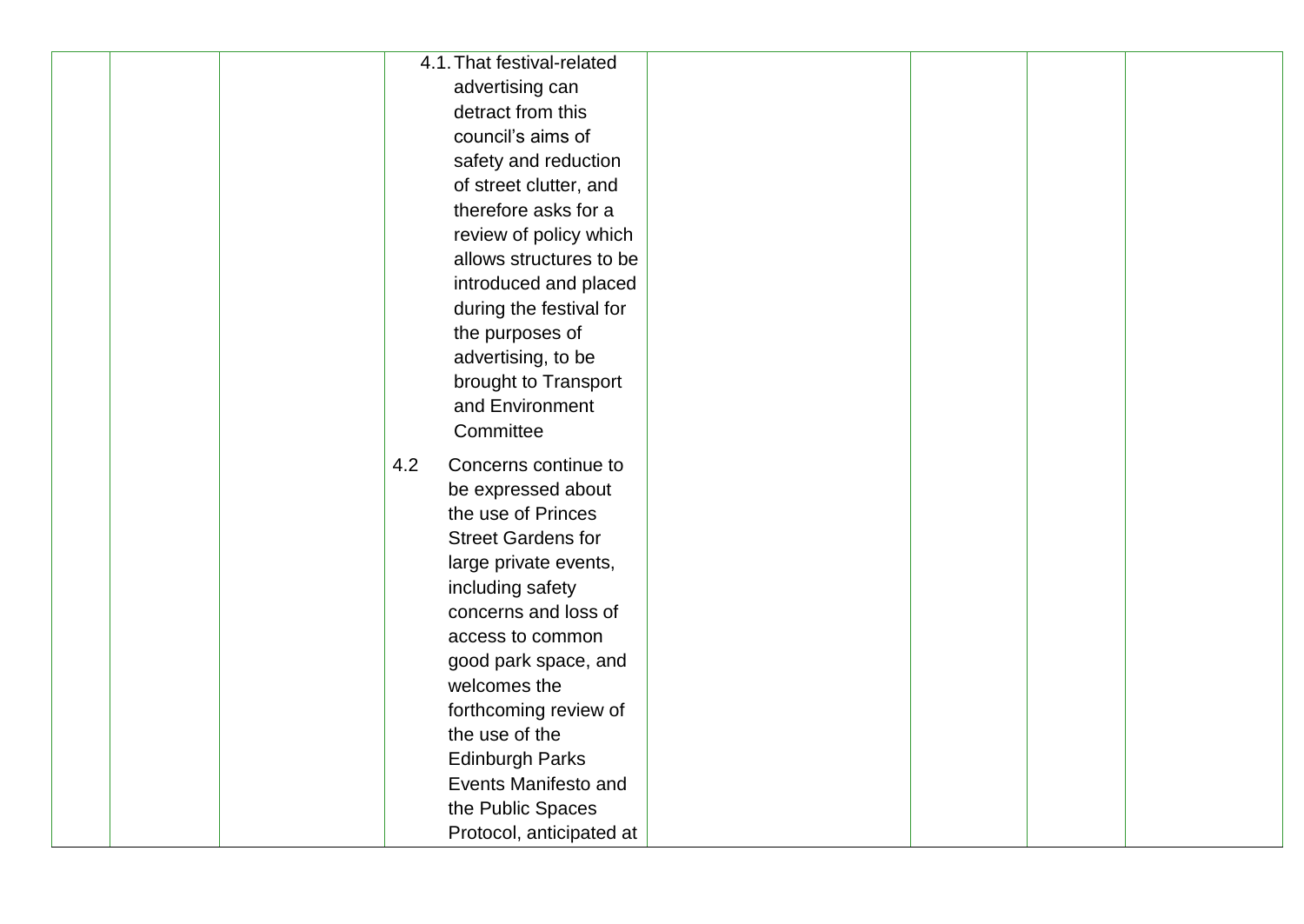| | | | | | | | |
|---|---|---|---|---|---|---|---|
| | | | 4.1. That festival-related advertising can detract from this council's aims of safety and reduction of street clutter, and therefore asks for a review of policy which allows structures to be introduced and placed during the festival for the purposes of advertising, to be brought to Transport and Environment Committee<br><br>4.2 Concerns continue to be expressed about the use of Princes Street Gardens for large private events, including safety concerns and loss of access to common good park space, and welcomes the forthcoming review of the use of the Edinburgh Parks Events Manifesto and the Public Spaces Protocol, anticipated at | | | | |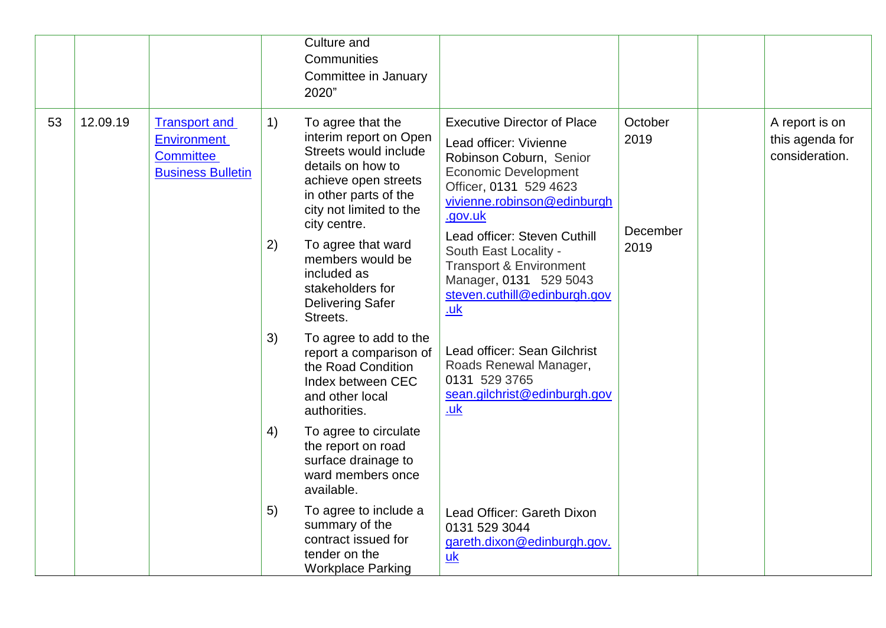|  |  |  |  | Culture and Communities Committee in January 2020" |  |  |  |  |
|---|---|---|---|---|---|---|---|---|
| 53 | 12.09.19 | Transport and Environment Committee Business Bulletin | 1) | To agree that the interim report on Open Streets would include details on how to achieve open streets in other parts of the city not limited to the city centre. | Executive Director of Place<br><br>Lead officer: Vivienne Robinson Coburn, Senior Economic Development Officer, 0131 529 4623 vivienne.robinson@edinburgh.gov.uk | October 2019 |  | A report is on this agenda for consideration. |
|  |  |  | 2) | To agree that ward members would be included as stakeholders for Delivering Safer Streets. | Lead officer: Steven Cuthill South East Locality - Transport & Environment Manager, 0131 529 5043 steven.cuthill@edinburgh.gov.uk | December 2019 |  |  |
|  |  |  | 3) | To agree to add to the report a comparison of the Road Condition Index between CEC and other local authorities. | Lead officer: Sean Gilchrist Roads Renewal Manager, 0131 529 3765 sean.gilchrist@edinburgh.gov.uk |  |  |  |
|  |  |  | 4) | To agree to circulate the report on road surface drainage to ward members once available. |  |  |  |  |
|  |  |  | 5) | To agree to include a summary of the contract issued for tender on the Workplace Parking | Lead Officer: Gareth Dixon 0131 529 3044 gareth.dixon@edinburgh.gov.uk |  |  |  |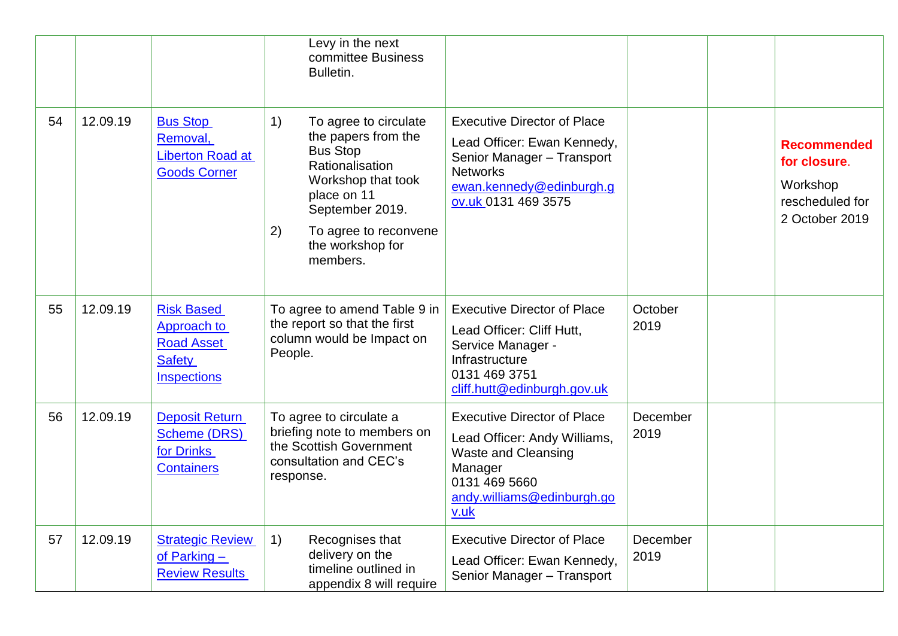| | | | | | | | |
|---|---|---|---|---|---|---|---|
| | | | Levy in the next committee Business Bulletin. | | | | |
| 54 | 12.09.19 | [Bus Stop Removal, Liberton Road at Goods Corner]() | 1) To agree to circulate the papers from the Bus Stop Rationalisation Workshop that took place on 11 September 2019.<br>2) To agree to reconvene the workshop for members. | Executive Director of Place<br>Lead Officer: Ewan Kennedy, Senior Manager – Transport Networks<br>ewan.kennedy@edinburgh.gov.uk 0131 469 3575 | | | **Recommended for closure**.<br>Workshop rescheduled for 2 October 2019 |
| 55 | 12.09.19 | [Risk Based Approach to Road Asset Safety Inspections]() | To agree to amend Table 9 in the report so that the first column would be Impact on People. | Executive Director of Place<br>Lead Officer: Cliff Hutt, Service Manager - Infrastructure<br>0131 469 3751<br>cliff.hutt@edinburgh.gov.uk | October 2019 | | |
| 56 | 12.09.19 | [Deposit Return Scheme (DRS) for Drinks Containers]() | To agree to circulate a briefing note to members on the Scottish Government consultation and CEC's response. | Executive Director of Place<br>Lead Officer: Andy Williams, Waste and Cleansing Manager<br>0131 469 5660<br>andy.williams@edinburgh.gov.uk | December 2019 | | |
| 57 | 12.09.19 | [Strategic Review of Parking – Review Results]() | 1) Recognises that delivery on the timeline outlined in appendix 8 will require | Executive Director of Place<br>Lead Officer: Ewan Kennedy, Senior Manager – Transport | December 2019 | | |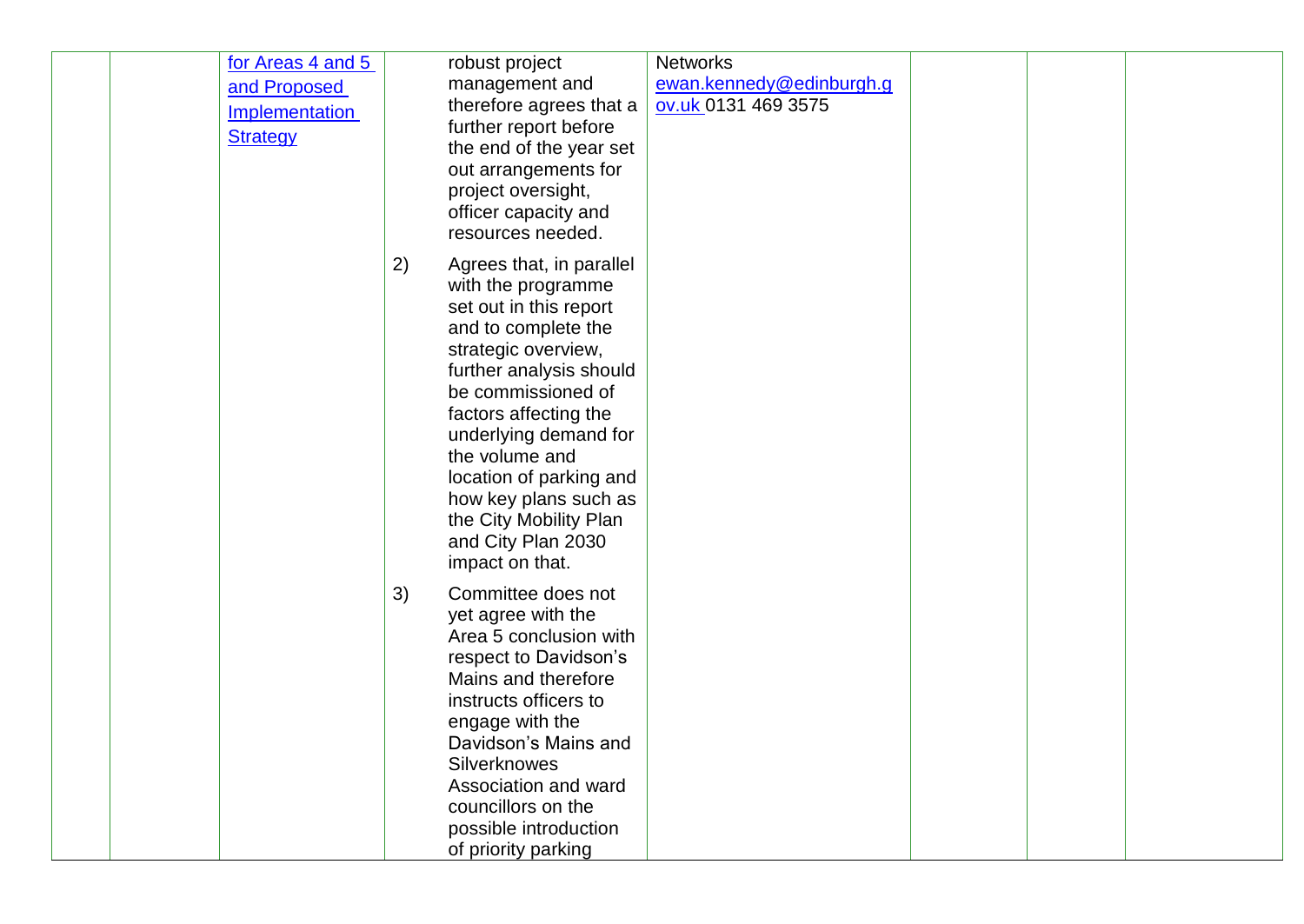| | | for Areas 4 and 5 and Proposed Implementation Strategy | robust project management and therefore agrees that a further report before the end of the year set out arrangements for project oversight, officer capacity and resources needed.<br><br>2) Agrees that, in parallel with the programme set out in this report and to complete the strategic overview, further analysis should be commissioned of factors affecting the underlying demand for the volume and location of parking and how key plans such as the City Mobility Plan and City Plan 2030 impact on that.<br><br>3) Committee does not yet agree with the Area 5 conclusion with respect to Davidson's Mains and therefore instructs officers to engage with the Davidson's Mains and Silverknowes Association and ward councillors on the possible introduction of priority parking | Networks<br>ewan.kennedy@edinburgh.gov.uk 0131 469 3575 | | | |
|---|---|---|---|---|---|---|---|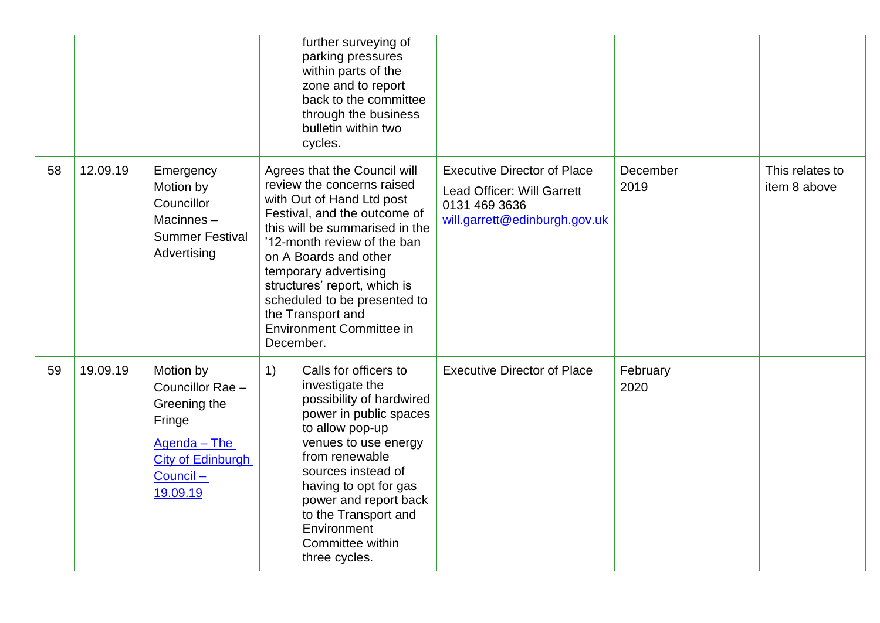| | | | | | | | |
|---|---|---|---|---|---|---|---|
| | | | further surveying of parking pressures within parts of the zone and to report back to the committee through the business bulletin within two cycles. | | | | |
| 58 | 12.09.19 | Emergency Motion by Councillor Macinnes – Summer Festival Advertising | Agrees that the Council will review the concerns raised with Out of Hand Ltd post Festival, and the outcome of this will be summarised in the '12-month review of the ban on A Boards and other temporary advertising structures' report, which is scheduled to be presented to the Transport and Environment Committee in December. | Executive Director of Place<br><br>Lead Officer: Will Garrett<br>0131 469 3636<br>will.garrett@edinburgh.gov.uk | December 2019 | | This relates to item 8 above |
| 59 | 19.09.19 | Motion by Councillor Rae – Greening the Fringe<br><br>Agenda – The City of Edinburgh Council – 19.09.19 | 1) Calls for officers to investigate the possibility of hardwired power in public spaces to allow pop-up venues to use energy from renewable sources instead of having to opt for gas power and report back to the Transport and Environment Committee within three cycles. | Executive Director of Place | February 2020 | | |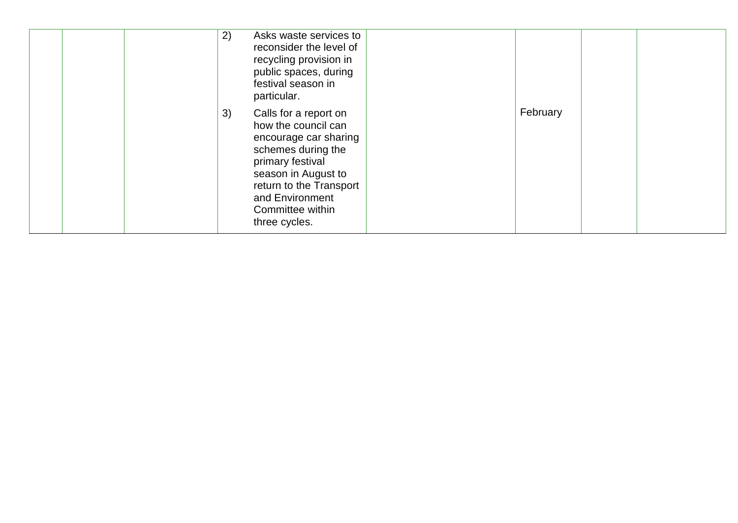| | | | | | | | |
|---|---|---|---|---|---|---|---|
| | | | 2) Asks waste services to reconsider the level of recycling provision in public spaces, during festival season in particular. | | | | |
| | | | 3) Calls for a report on how the council can encourage car sharing schemes during the primary festival season in August to return to the Transport and Environment Committee within three cycles. | | February | | |